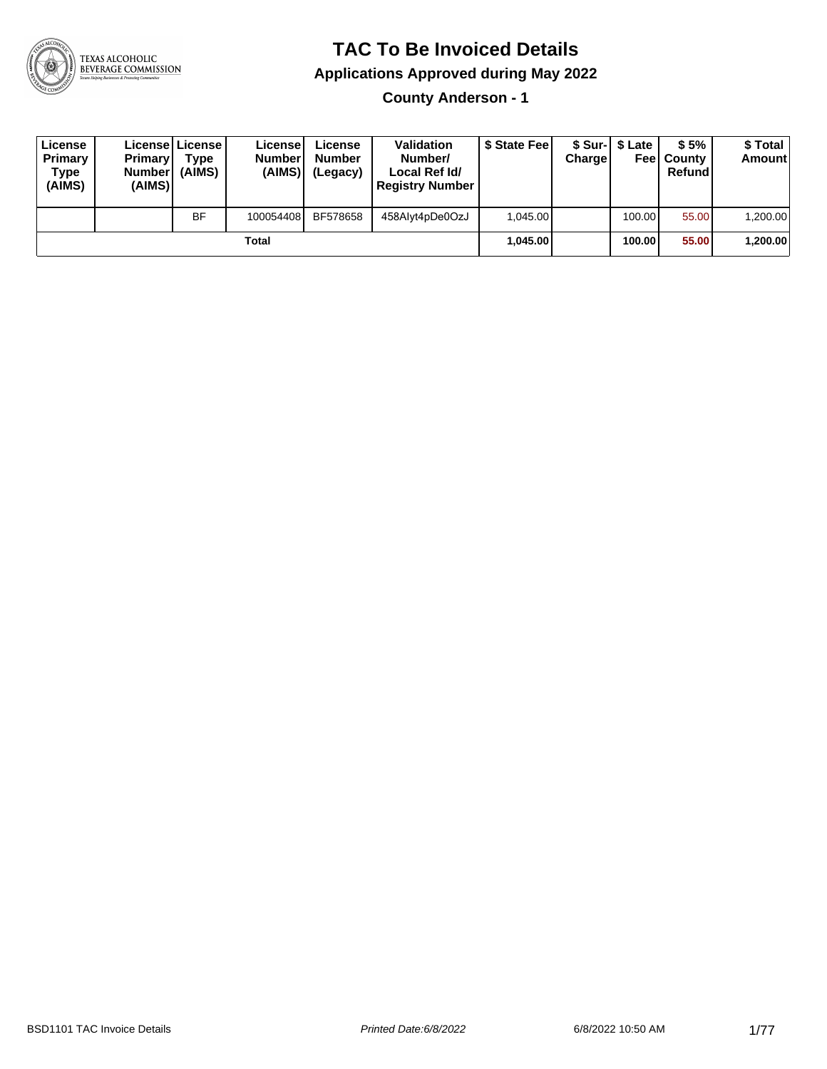# TAC To Be Invoiced Details

## Applications Approved during May 2022

### County Anderson - 1

| License Primary Type (AIMS) | License Primary Number (AIMS) | License Type (AIMS) | License Number (AIMS) | License Number (Legacy) | Validation Number/ Local Ref Id/ Registry Number | $ State Fee | $ Sur-Charge | $ Late Fee | $ 5% County Refund | $ Total Amount |
|---|---|---|---|---|---|---|---|---|---|---|
| | | BF | 100054408 | BF578658 | 458Alyt4pDe0OzJ | 1,045.00 | | 100.00 | 55.00 | 1,200.00 |
| Total | | | | | | **1,045.00** | | **100.00** | **55.00** | **1,200.00** |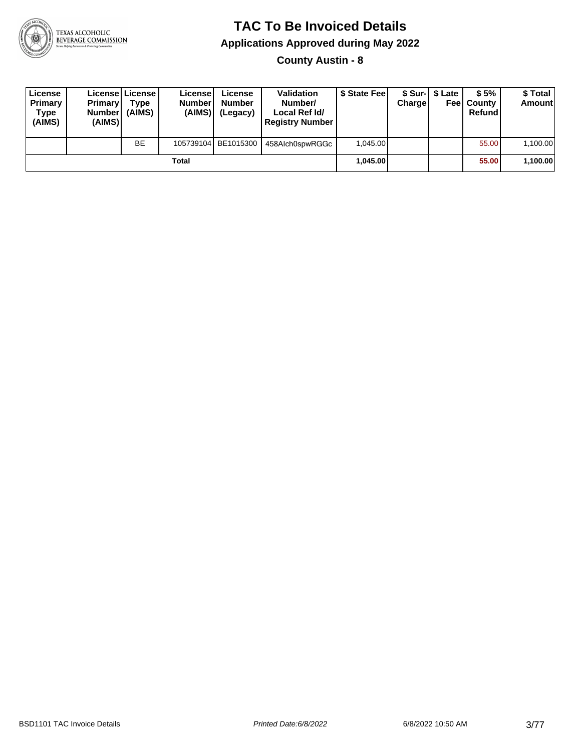# TAC To Be Invoiced Details

## Applications Approved during May 2022

### County Austin - 8

| License Primary Type (AIMS) | License Primary Number (AIMS) | License Type (AIMS) | License Number (AIMS) | License Number (Legacy) | Validation Number/ Local Ref Id/ Registry Number | $ State Fee | $ Sur-Charge | $ Late Fee | $ 5% County Refund | $ Total Amount |
|---|---|---|---|---|---|---|---|---|---|---|
| | | BE | 105739104 | BE1015300 | 458Alch0spwRGGc | 1,045.00 | | | 55.00 | 1,100.00 |
| | | | **Total** | | | **1,045.00** | | | **55.00** | **1,100.00** |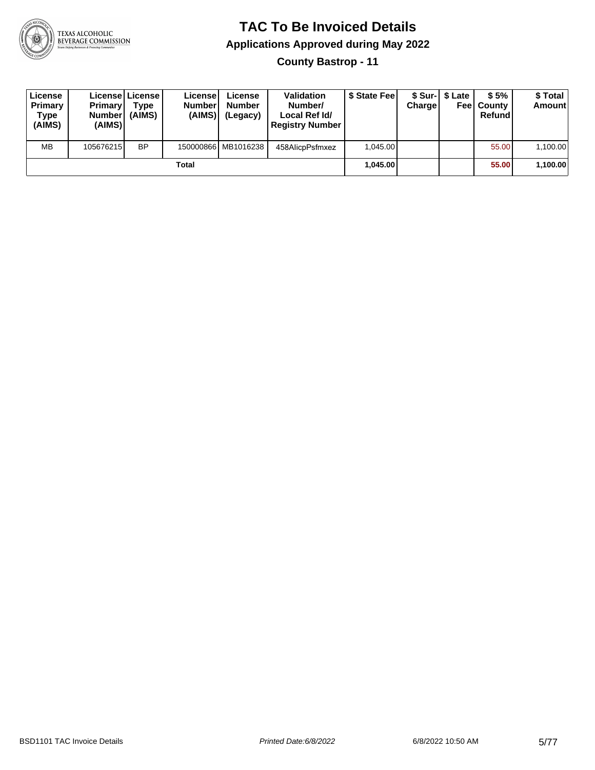# TAC To Be Invoiced Details

## Applications Approved during May 2022

### County Bastrop - 11

| License Primary Type (AIMS) | License Primary Number (AIMS) | License Type (AIMS) | License Number (AIMS) | License Number (Legacy) | Validation Number/ Local Ref Id/ Registry Number | $ State Fee | $ Sur-Charge | $ Late Fee | $ 5% County Refund | $ Total Amount |
|---|---|---|---|---|---|---|---|---|---|---|
| MB | 105676215 | BP | 150000866 | MB1016238 | 458AlicpPsfmxez | 1,045.00 | | | 55.00 | 1,100.00 |
| | | | Total | | | **1,045.00** | | | **55.00** | **1,100.00** |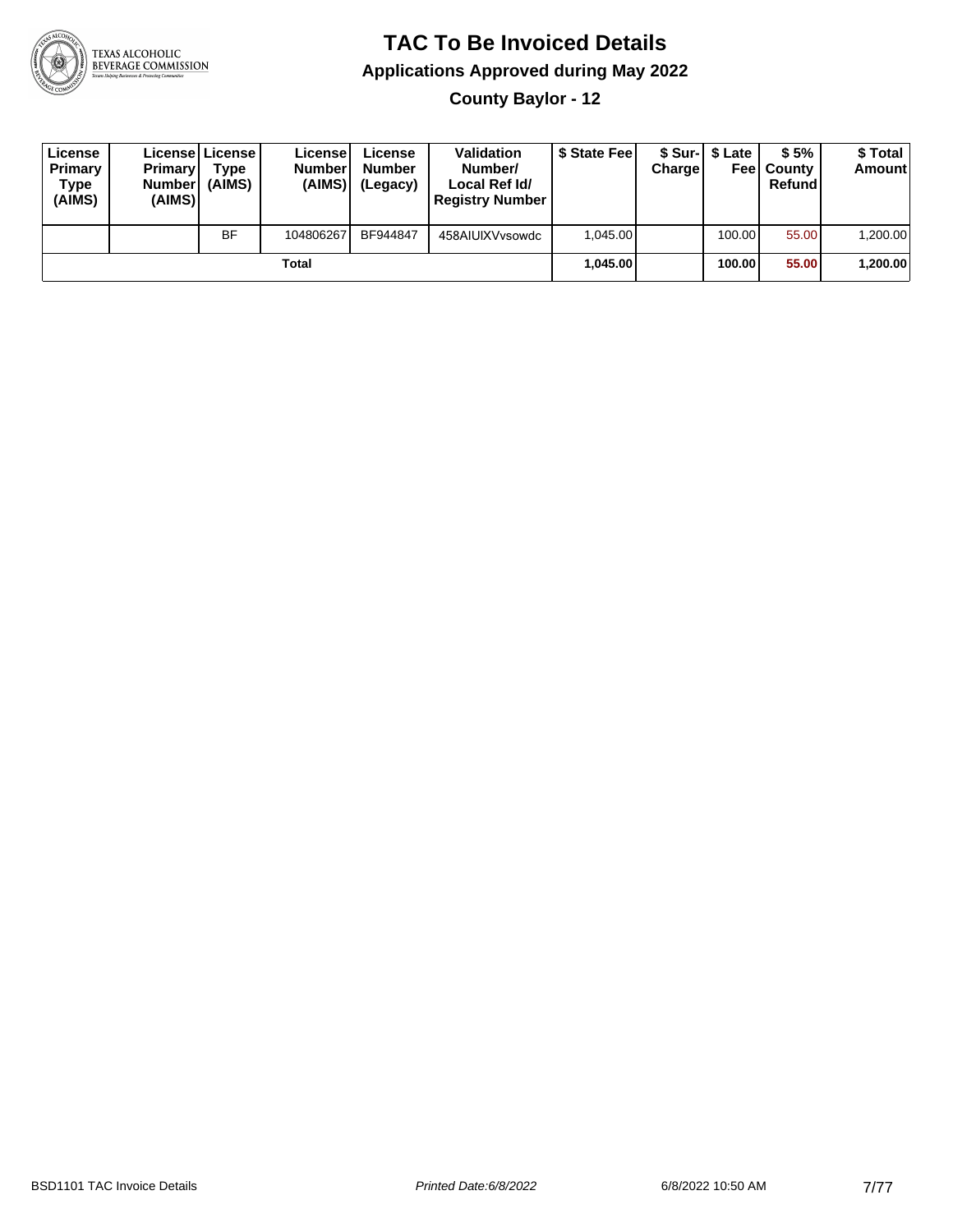# TAC To Be Invoiced Details

## Applications Approved during May 2022

### County Baylor - 12

| License Primary Type (AIMS) | License Primary Number (AIMS) | License Type (AIMS) | License Number (AIMS) | License Number (Legacy) | Validation Number/ Local Ref Id/ Registry Number | $ State Fee | $ Sur-Charge | $ Late Fee | $ 5% County Refund | $ Total Amount |
|---|---|---|---|---|---|---|---|---|---|---|
| | | BF | 104806267 | BF944847 | 458AIUlXVvsowdc | 1,045.00 | | 100.00 | 55.00 | 1,200.00 |
| Total | | | | | | **1,045.00** | | **100.00** | **55.00** | **1,200.00** |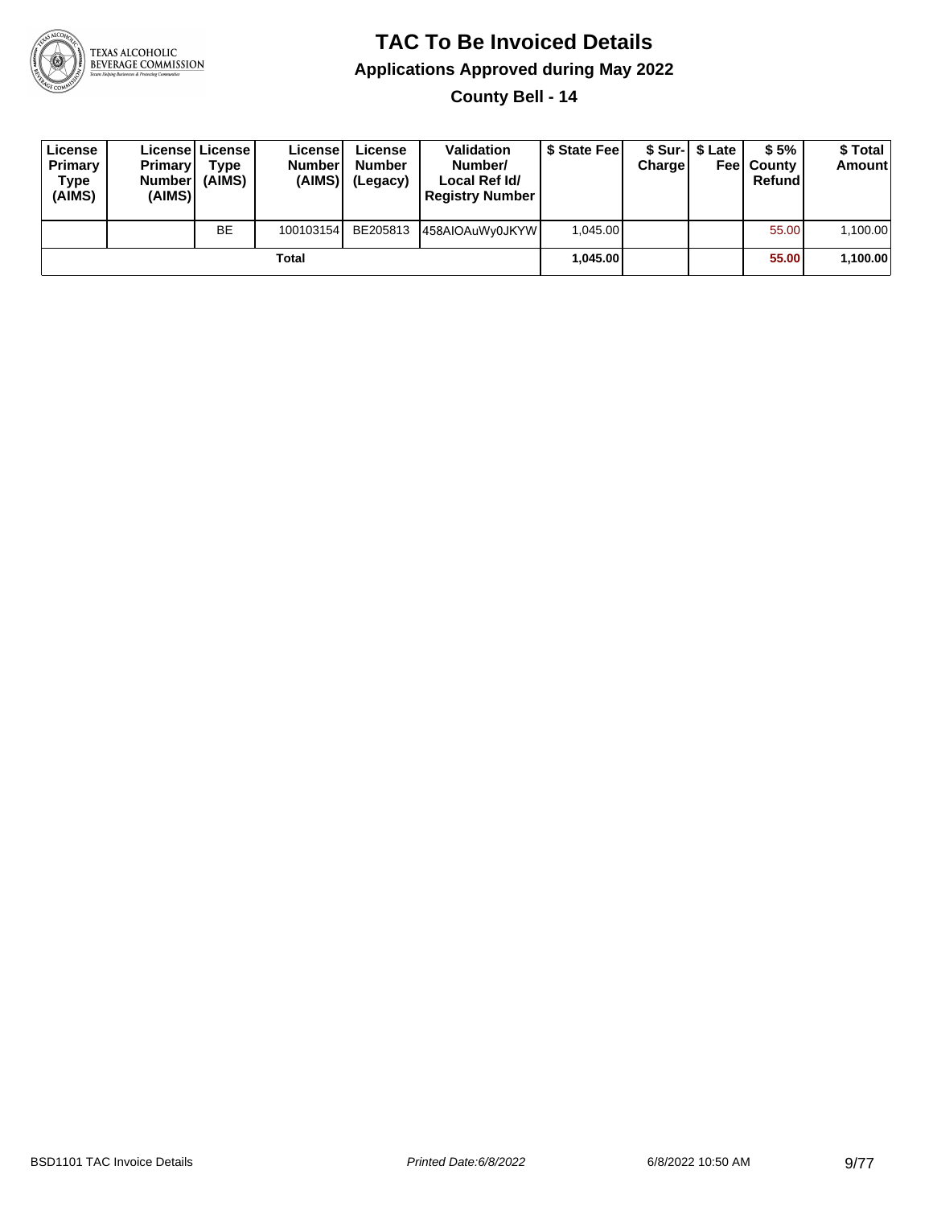# TAC To Be Invoiced Details

## Applications Approved during May 2022

### County Bell - 14

| License Primary Type (AIMS) | License Primary Number (AIMS) | License Type (AIMS) | License Number (AIMS) | License Number (Legacy) | Validation Number/ Local Ref Id/ Registry Number | $ State Fee | $ Sur-Charge | $ Late Fee | $ 5% County Refund | $ Total Amount |
|---|---|---|---|---|---|---|---|---|---|---|
| | | BE | 100103154 | BE205813 | 458AIOAuWy0JKYW | 1,045.00 | | | 55.00 | 1,100.00 |
| | | | Total | | | **1,045.00** | | | **55.00** | **1,100.00** |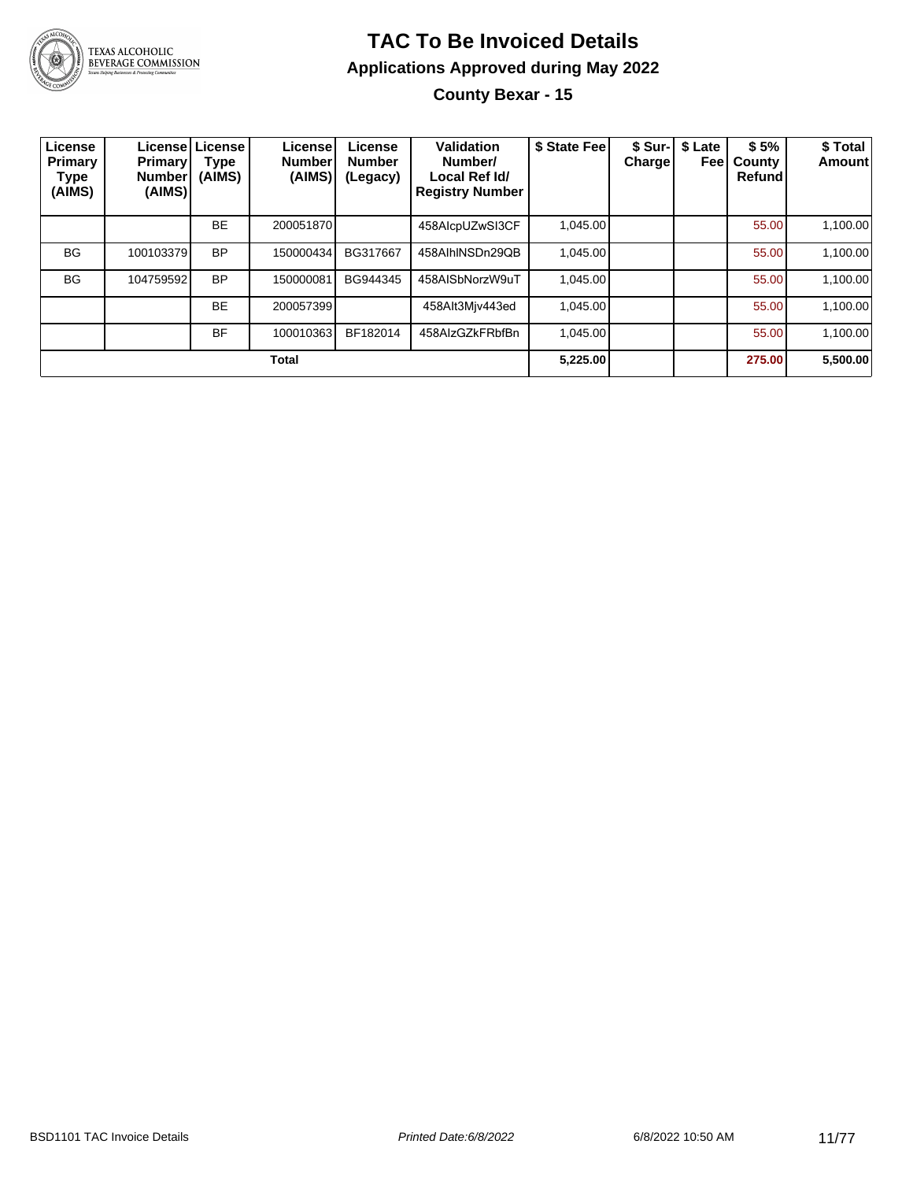# TAC To Be Invoiced Details

## Applications Approved during May 2022

### County Bexar - 15

| License Primary Type (AIMS) | License Primary Number (AIMS) | License Type (AIMS) | License Number (AIMS) | License Number (Legacy) | Validation Number/ Local Ref Id/ Registry Number | $ State Fee | $ Sur-Charge | $ Late Fee | $ 5% County Refund | $ Total Amount |
|---|---|---|---|---|---|---|---|---|---|---|
| | | BE | 200051870 | | 458AIcpUZwSI3CF | 1,045.00 | | | 55.00 | 1,100.00 |
| BG | 100103379 | BP | 150000434 | BG317667 | 458AIhlNSDn29QB | 1,045.00 | | | 55.00 | 1,100.00 |
| BG | 104759592 | BP | 150000081 | BG944345 | 458AISbNorzW9uT | 1,045.00 | | | 55.00 | 1,100.00 |
| | | BE | 200057399 | | 458AIt3Mjv443ed | 1,045.00 | | | 55.00 | 1,100.00 |
| | | BF | 100010363 | BF182014 | 458AIzGZkFRbfBn | 1,045.00 | | | 55.00 | 1,100.00 |
| **Total** | | | | | | **5,225.00** | | | **275.00** | **5,500.00** |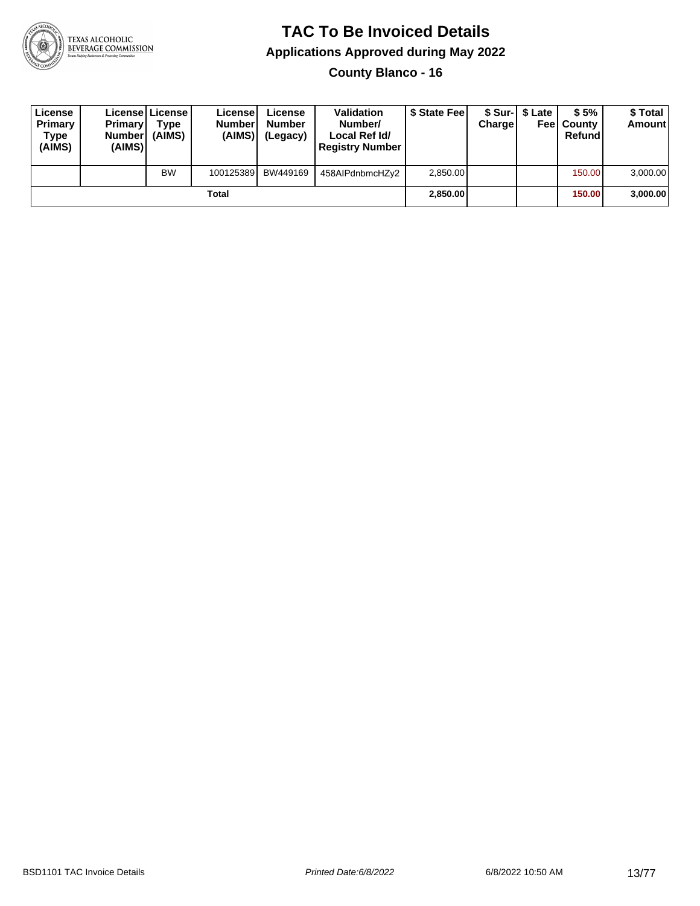# TAC To Be Invoiced Details

## Applications Approved during May 2022

### County Blanco - 16

| License Primary Type (AIMS) | License Primary Number (AIMS) | License Type (AIMS) | License Number (AIMS) | License Number (Legacy) | Validation Number/ Local Ref Id/ Registry Number | $ State Fee | $ Sur-Charge | $ Late Fee | $ 5% County Refund | $ Total Amount |
|---|---|---|---|---|---|---|---|---|---|---|
| | | BW | 100125389 | BW449169 | 458AIPdnbmcHZy2 | 2,850.00 | | | 150.00 | 3,000.00 |
| **Total** | | | | | | **2,850.00** | | | **150.00** | **3,000.00** |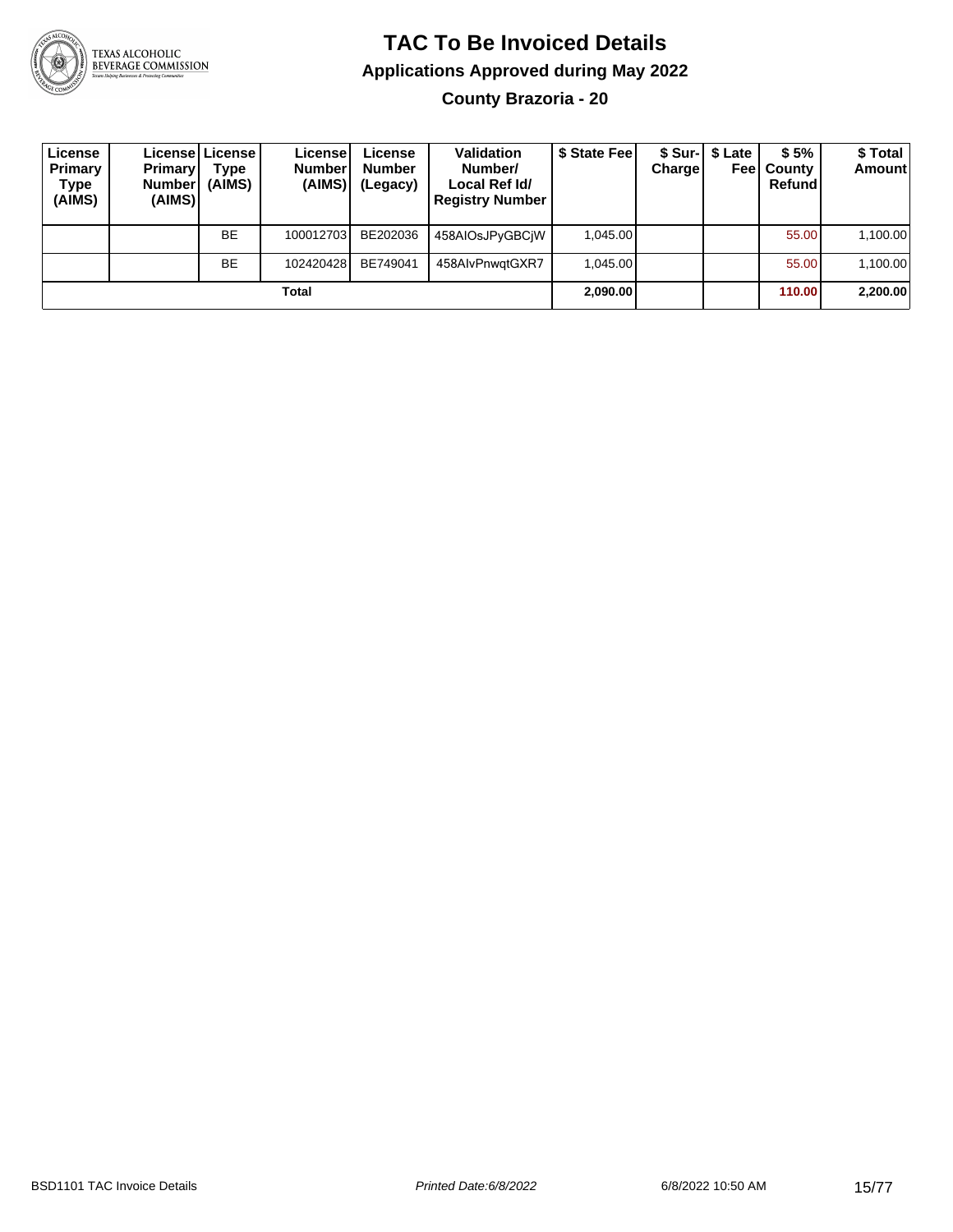# TAC To Be Invoiced Details

## Applications Approved during May 2022

### County Brazoria - 20

| License Primary Type (AIMS) | License Primary Number (AIMS) | License Type (AIMS) | License Number (AIMS) | License Number (Legacy) | Validation Number/ Local Ref Id/ Registry Number | $ State Fee | $ Sur-Charge | $ Late Fee | $ 5% County Refund | $ Total Amount |
|---|---|---|---|---|---|---|---|---|---|---|
| | | BE | 100012703 | BE202036 | 458AIOsJPyGBCjW | 1,045.00 | | | 55.00 | 1,100.00 |
| | | BE | 102420428 | BE749041 | 458AIvPnwqtGXR7 | 1,045.00 | | | 55.00 | 1,100.00 |
| | | | **Total** | | | **2,090.00** | | | **110.00** | **2,200.00** |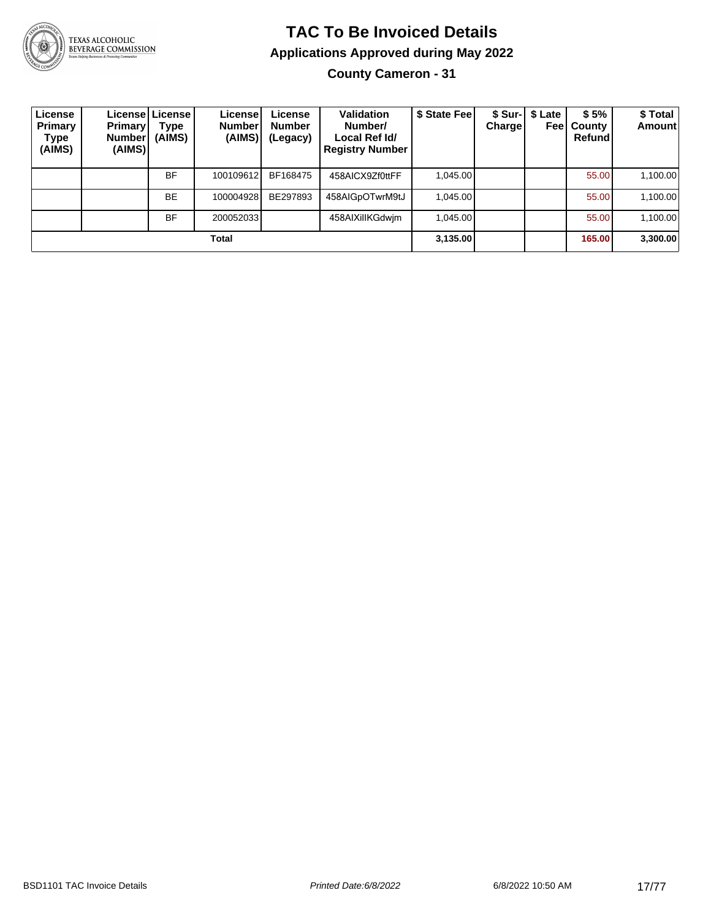# TAC To Be Invoiced Details

## Applications Approved during May 2022

### County Cameron - 31

| License Primary Type (AIMS) | License Primary Number (AIMS) | License Type (AIMS) | License Number (AIMS) | License Number (Legacy) | Validation Number/ Local Ref Id/ Registry Number | $ State Fee | $ Sur-Charge | $ Late Fee | $ 5% County Refund | $ Total Amount |
|---|---|---|---|---|---|---|---|---|---|---|
| | | BF | 100109612 | BF168475 | 458AICX9Zf0ttFF | 1,045.00 | | | 55.00 | 1,100.00 |
| | | BE | 100004928 | BE297893 | 458AIGpOTwrM9tJ | 1,045.00 | | | 55.00 | 1,100.00 |
| | | BF | 200052033 | | 458AIXilIKGdwjm | 1,045.00 | | | 55.00 | 1,100.00 |
| **Total** | | | | | | **3,135.00** | | | **165.00** | **3,300.00** |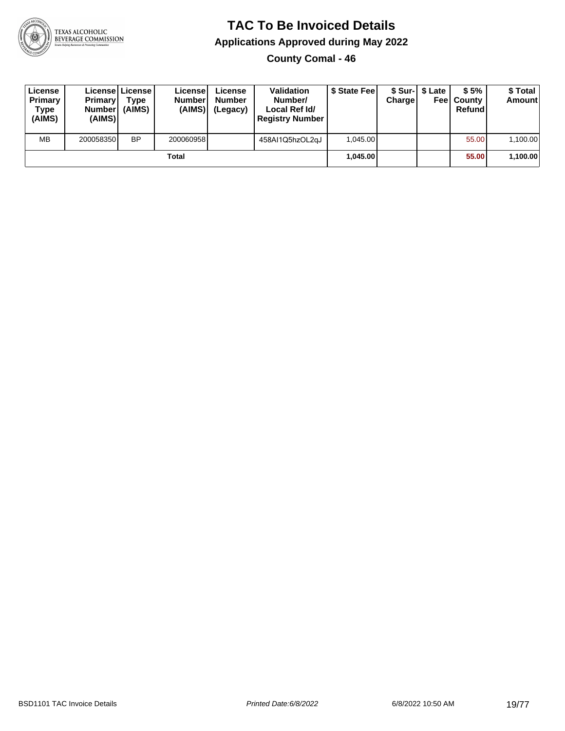# TAC To Be Invoiced Details

## Applications Approved during May 2022

### County Comal - 46

| License Primary Type (AIMS) | License Primary Number (AIMS) | License Type (AIMS) | License Number (AIMS) | License Number (Legacy) | Validation Number/ Local Ref Id/ Registry Number | $ State Fee | $ Sur-Charge | $ Late Fee | $ 5% County Refund | $ Total Amount |
|---|---|---|---|---|---|---|---|---|---|---|
| MB | 200058350 | BP | 200060958 | | 458AI1Q5hzOL2qJ | 1,045.00 | | | 55.00 | 1,100.00 |
| | | | Total | | | **1,045.00** | | | **55.00** | **1,100.00** |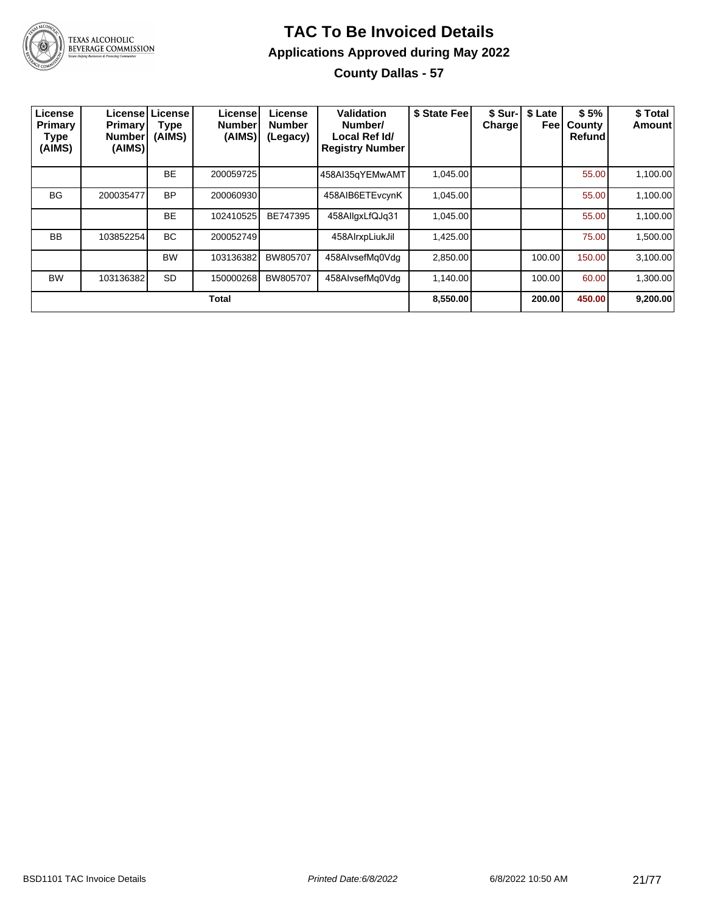# TAC To Be Invoiced Details

## Applications Approved during May 2022

### County Dallas - 57

| License Primary Type (AIMS) | License Primary Number (AIMS) | License Type (AIMS) | License Number (AIMS) | License Number (Legacy) | Validation Number/ Local Ref Id/ Registry Number | $ State Fee | $ Sur-Charge | $ Late Fee | $ 5% County Refund | $ Total Amount |
|---|---|---|---|---|---|---|---|---|---|---|
| | | BE | 200059725 | | 458AI35qYEMwAMT | 1,045.00 | | | 55.00 | 1,100.00 |
| BG | 200035477 | BP | 200060930 | | 458AIB6ETEvcynK | 1,045.00 | | | 55.00 | 1,100.00 |
| | | BE | 102410525 | BE747395 | 458AIlgxLfQJq31 | 1,045.00 | | | 55.00 | 1,100.00 |
| BB | 103852254 | BC | 200052749 | | 458AIrxpLiukJil | 1,425.00 | | | 75.00 | 1,500.00 |
| | | BW | 103136382 | BW805707 | 458AIvsefMq0Vdg | 2,850.00 | | 100.00 | 150.00 | 3,100.00 |
| BW | 103136382 | SD | 150000268 | BW805707 | 458AIvsefMq0Vdg | 1,140.00 | | 100.00 | 60.00 | 1,300.00 |
| | | | **Total** | | | **8,550.00** | | **200.00** | **450.00** | **9,200.00** |

BSD1101 TAC Invoice Details | *Printed Date:6/8/2022* | 6/8/2022 10:50 AM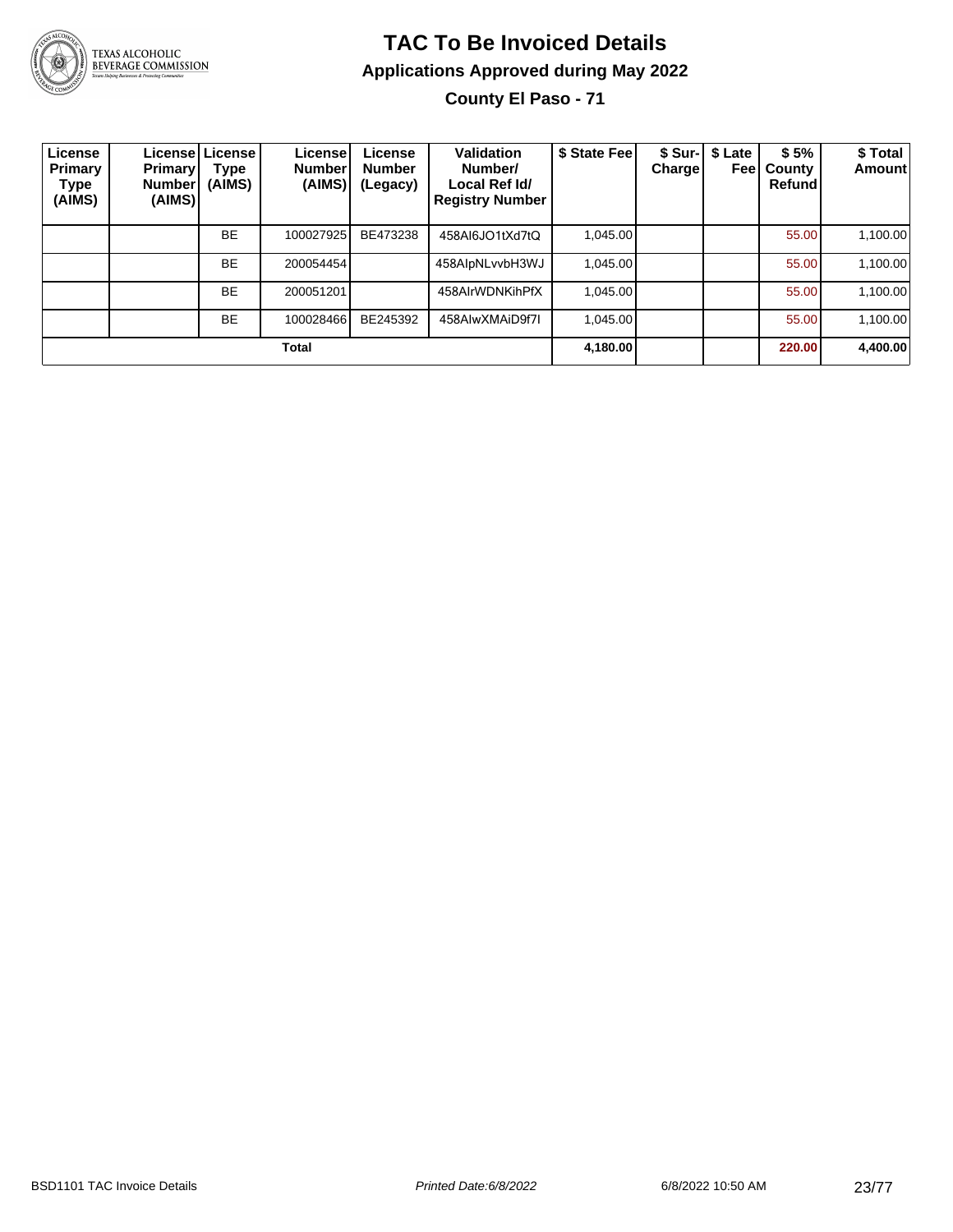# TAC To Be Invoiced Details

## Applications Approved during May 2022

### County El Paso - 71

| License Primary Type (AIMS) | License Primary Number (AIMS) | License Type (AIMS) | License Number (AIMS) | License Number (Legacy) | Validation Number/ Local Ref Id/ Registry Number | $ State Fee | $ Sur-Charge | $ Late Fee | $ 5% County Refund | $ Total Amount |
|---|---|---|---|---|---|---|---|---|---|---|
| | | BE | 100027925 | BE473238 | 458AI6JO1tXd7tQ | 1,045.00 | | | 55.00 | 1,100.00 |
| | | BE | 200054454 | | 458AIpNLvvbH3WJ | 1,045.00 | | | 55.00 | 1,100.00 |
| | | BE | 200051201 | | 458AIrWDNKihPfX | 1,045.00 | | | 55.00 | 1,100.00 |
| | | BE | 100028466 | BE245392 | 458AIwXMAiD9f7I | 1,045.00 | | | 55.00 | 1,100.00 |
| **Total** | | | | | | **4,180.00** | | | **220.00** | **4,400.00** |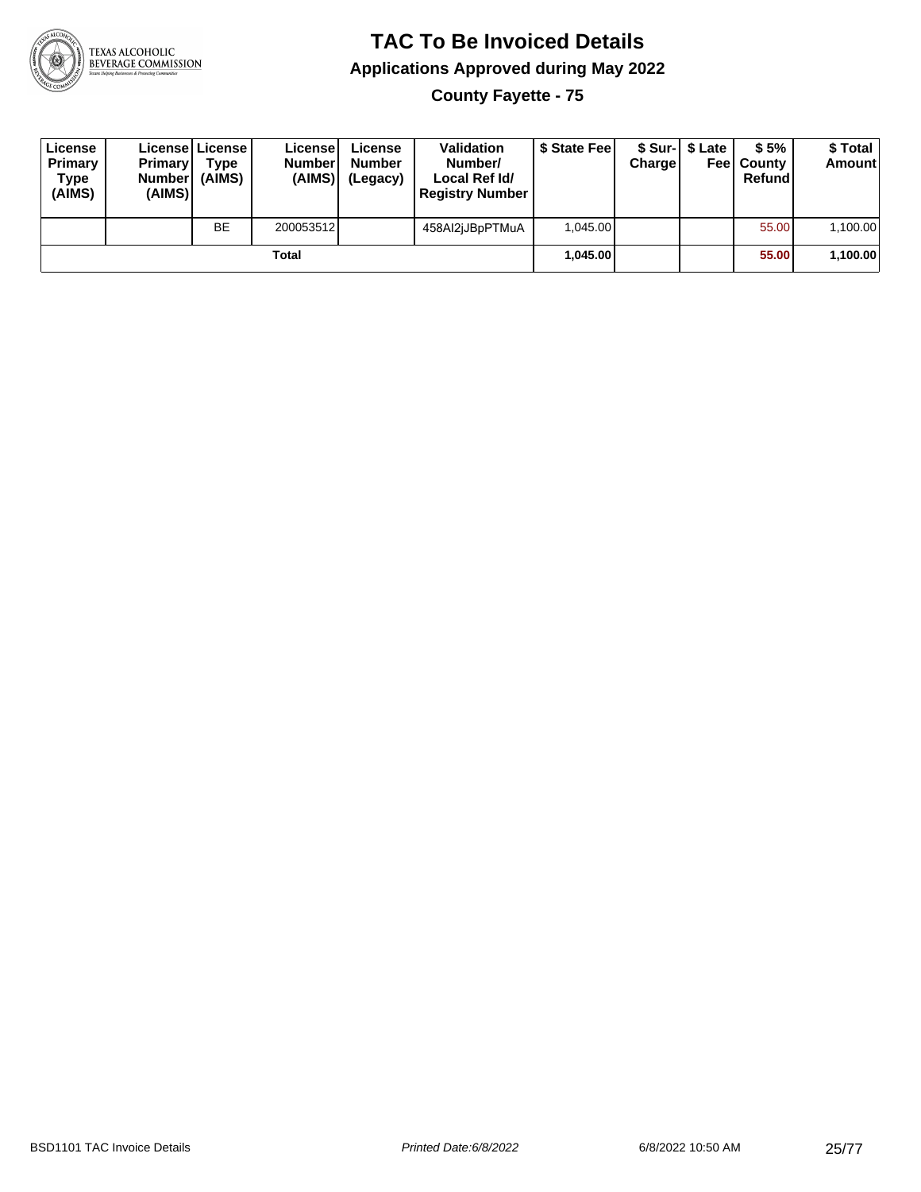# TAC To Be Invoiced Details

## Applications Approved during May 2022

### County Fayette - 75

| License Primary Type (AIMS) | License Primary Number (AIMS) | License Type (AIMS) | License Number (AIMS) | License Number (Legacy) | Validation Number/ Local Ref Id/ Registry Number | $ State Fee | $ Sur-Charge | $ Late Fee | $ 5% County Refund | $ Total Amount |
|---|---|---|---|---|---|---|---|---|---|---|
| | | BE | 200053512 | | 458AI2jJBpPTMuA | 1,045.00 | | | 55.00 | 1,100.00 |
| | | | **Total** | | | **1,045.00** | | | **55.00** | **1,100.00** |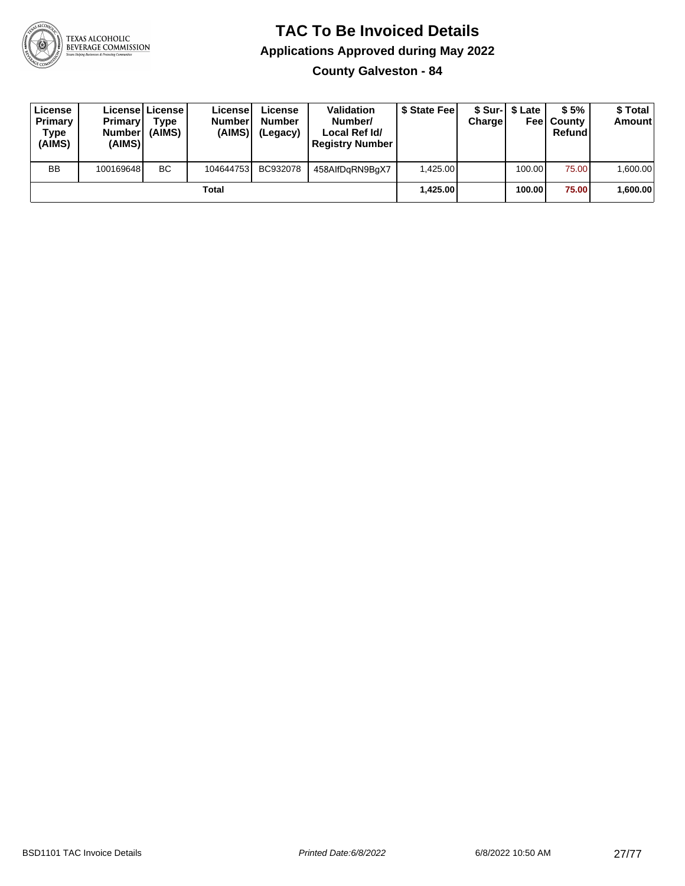# TAC To Be Invoiced Details

## Applications Approved during May 2022

### County Galveston - 84

| License Primary Type (AIMS) | License Primary Number (AIMS) | License Type (AIMS) | License Number (AIMS) | License Number (Legacy) | Validation Number/ Local Ref Id/ Registry Number | $ State Fee | $ Sur-Charge | $ Late Fee | $ 5% County Refund | $ Total Amount |
|---|---|---|---|---|---|---|---|---|---|---|
| BB | 100169648 | BC | 104644753 | BC932078 | 458AIfDqRN9BgX7 | 1,425.00 | | 100.00 | 75.00 | 1,600.00 |
| | | | Total | | | **1,425.00** | | **100.00** | **75.00** | **1,600.00** |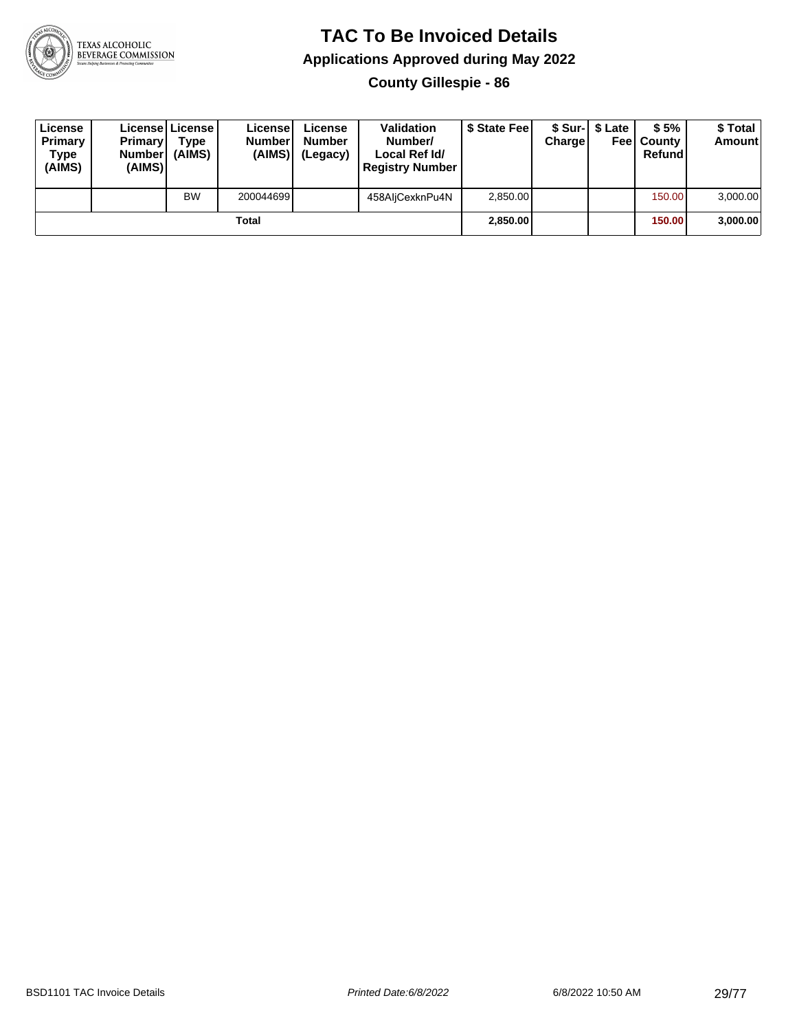# TAC To Be Invoiced Details

## Applications Approved during May 2022

### County Gillespie - 86

| License Primary Type (AIMS) | License Primary Number (AIMS) | License Type (AIMS) | License Number (AIMS) | License Number (Legacy) | Validation Number/ Local Ref Id/ Registry Number | $ State Fee | $ Sur-Charge | $ Late Fee | $ 5% County Refund | $ Total Amount |
|---|---|---|---|---|---|---|---|---|---|---|
| | | BW | 200044699 | | 458AljCexknPu4N | 2,850.00 | | | 150.00 | 3,000.00 |
| | | | **Total** | | | **2,850.00** | | | **150.00** | **3,000.00** |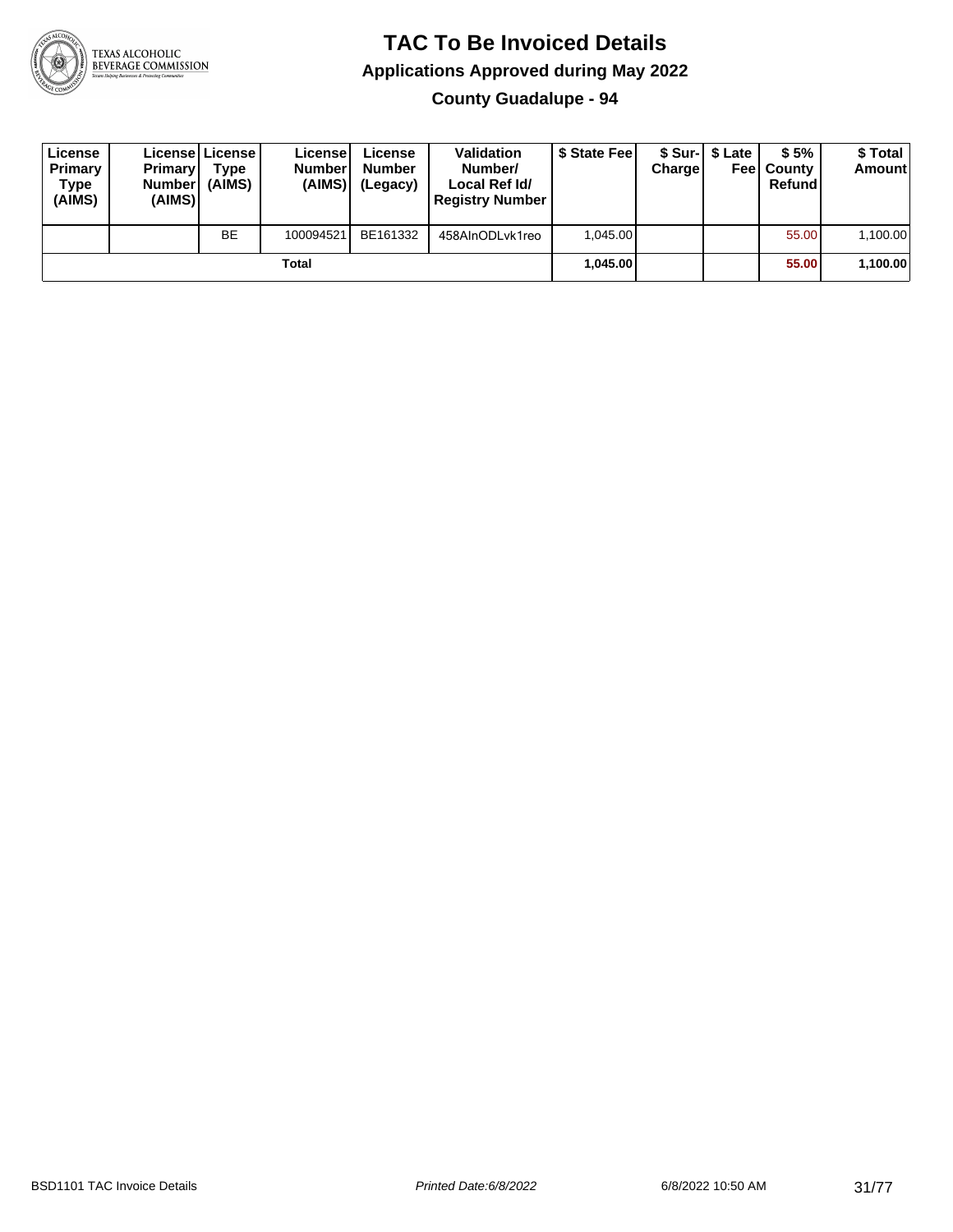# TAC To Be Invoiced Details

## Applications Approved during May 2022

### County Guadalupe - 94

| License Primary Type (AIMS) | License Primary Number (AIMS) | License Type (AIMS) | License Number (AIMS) | License Number (Legacy) | Validation Number/ Local Ref Id/ Registry Number | $ State Fee | $ Sur-Charge | $ Late Fee | $ 5% County Refund | $ Total Amount |
|---|---|---|---|---|---|---|---|---|---|---|
| | | BE | 100094521 | BE161332 | 458AInODLvk1reo | 1,045.00 | | | 55.00 | 1,100.00 |
| | | | Total | | | **1,045.00** | | | **55.00** | **1,100.00** |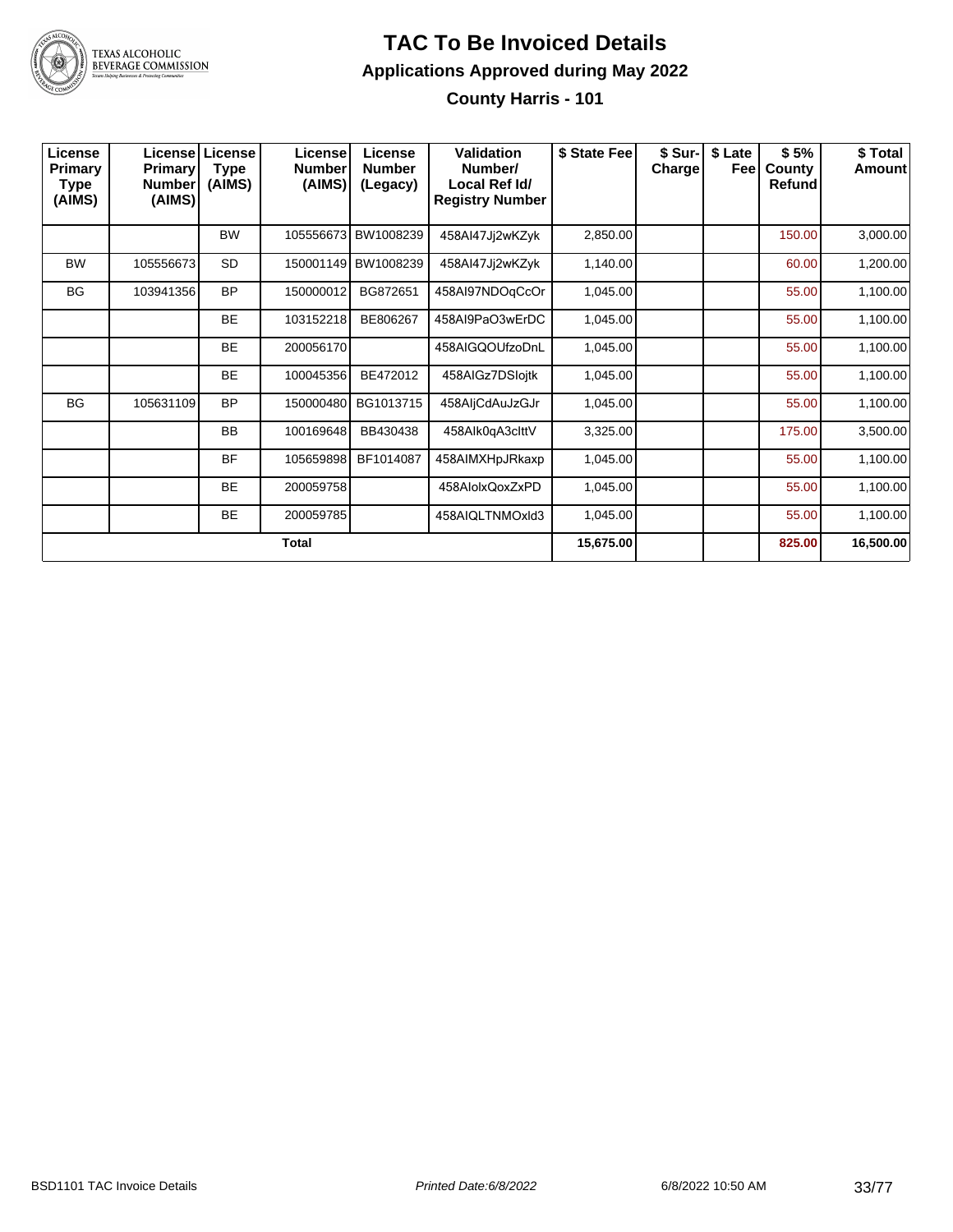# TAC To Be Invoiced Details

## Applications Approved during May 2022

### County Harris - 101

| License Primary Type (AIMS) | License Primary Number (AIMS) | License Type (AIMS) | License Number (AIMS) | License Number (Legacy) | Validation Number/ Local Ref Id/ Registry Number | $ State Fee | $ Sur-Charge | $ Late Fee | $ 5% County Refund | $ Total Amount |
|---|---|---|---|---|---|---|---|---|---|---|
| | | BW | 105556673 | BW1008239 | 458AI47Jj2wKZyk | 2,850.00 | | | 150.00 | 3,000.00 |
| BW | 105556673 | SD | 150001149 | BW1008239 | 458AI47Jj2wKZyk | 1,140.00 | | | 60.00 | 1,200.00 |
| BG | 103941356 | BP | 150000012 | BG872651 | 458AI97NDOqCcOr | 1,045.00 | | | 55.00 | 1,100.00 |
| | | BE | 103152218 | BE806267 | 458AI9PaO3wErDC | 1,045.00 | | | 55.00 | 1,100.00 |
| | | BE | 200056170 | | 458AIGQOUfzoDnL | 1,045.00 | | | 55.00 | 1,100.00 |
| | | BE | 100045356 | BE472012 | 458AIGz7DSlojtk | 1,045.00 | | | 55.00 | 1,100.00 |
| BG | 105631109 | BP | 150000480 | BG1013715 | 458AljCdAuJzGJr | 1,045.00 | | | 55.00 | 1,100.00 |
| | | BB | 100169648 | BB430438 | 458AIk0qA3clttV | 3,325.00 | | | 175.00 | 3,500.00 |
| | | BF | 105659898 | BF1014087 | 458AIMXHpJRkaxp | 1,045.00 | | | 55.00 | 1,100.00 |
| | | BE | 200059758 | | 458AIolxQoxZxPD | 1,045.00 | | | 55.00 | 1,100.00 |
| | | BE | 200059785 | | 458AIQLTNMOxld3 | 1,045.00 | | | 55.00 | 1,100.00 |
| | | | **Total** | | | **15,675.00** | | | **825.00** | **16,500.00** |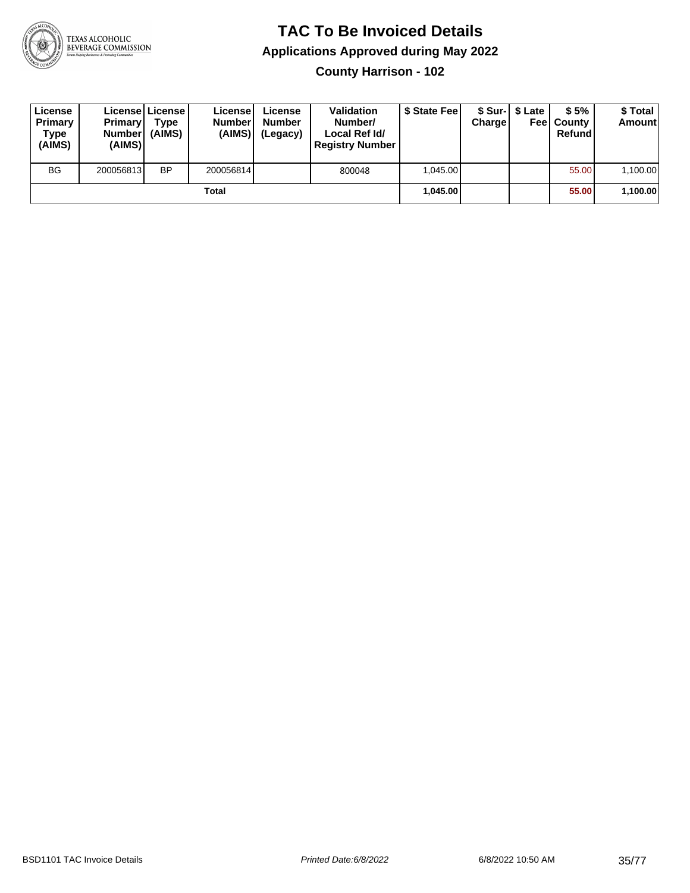# TAC To Be Invoiced Details

## Applications Approved during May 2022

### County Harrison - 102

| License Primary Type (AIMS) | License Primary Number (AIMS) | License Type (AIMS) | License Number (AIMS) | License Number (Legacy) | Validation Number/ Local Ref Id/ Registry Number | $ State Fee | $ Sur-Charge | $ Late Fee | $ 5% County Refund | $ Total Amount |
|---|---|---|---|---|---|---|---|---|---|---|
| BG | 200056813 | BP | 200056814 | | 800048 | 1,045.00 | | | 55.00 | 1,100.00 |
| | | | **Total** | | | **1,045.00** | | | **55.00** | **1,100.00** |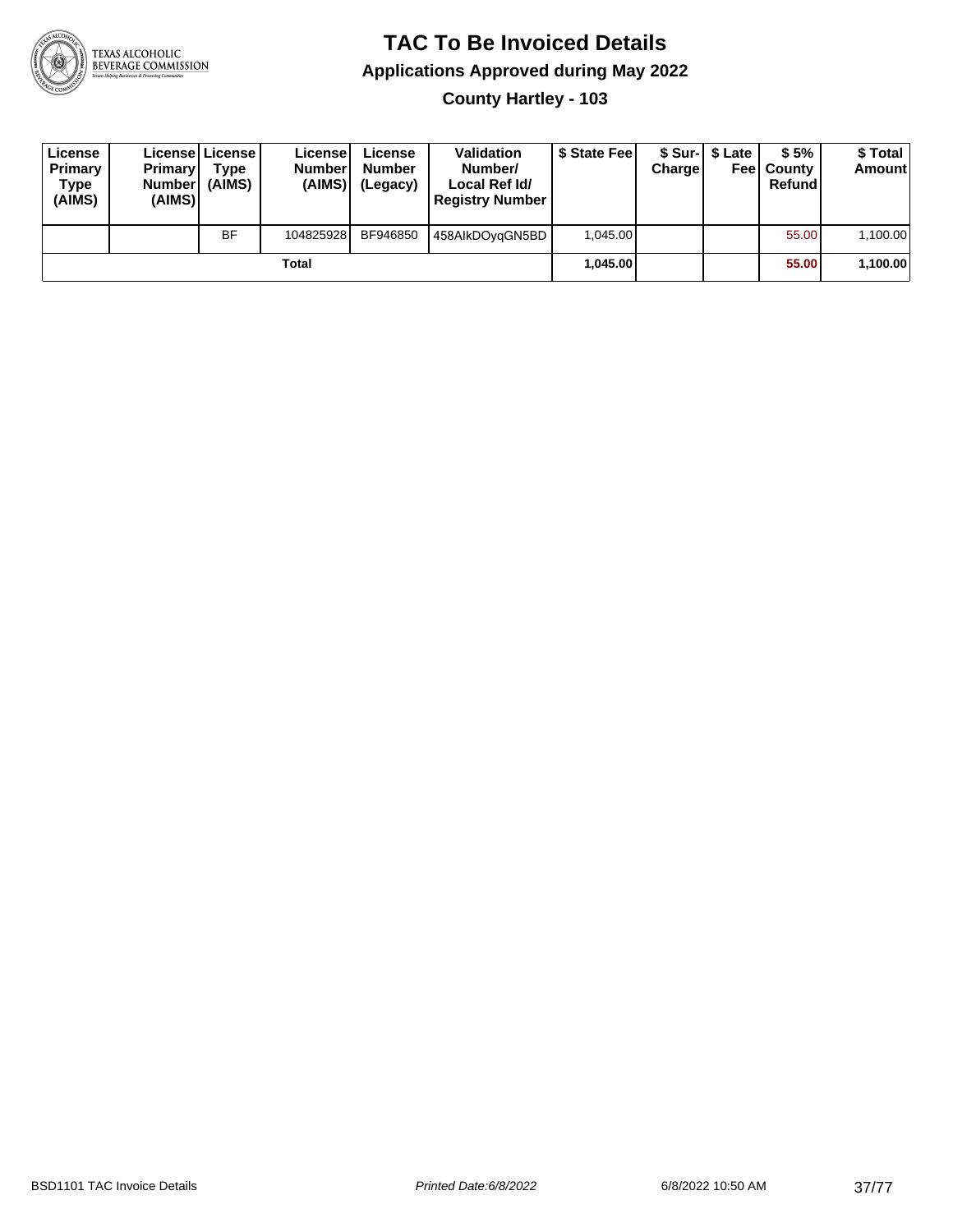# TAC To Be Invoiced Details

## Applications Approved during May 2022

### County Hartley - 103

| License Primary Type (AIMS) | License Primary Number (AIMS) | License Type (AIMS) | License Number (AIMS) | License Number (Legacy) | Validation Number/ Local Ref Id/ Registry Number | $ State Fee | $ Sur-Charge | $ Late Fee | $ 5% County Refund | $ Total Amount |
|---|---|---|---|---|---|---|---|---|---|---|
| | | BF | 104825928 | BF946850 | 458AIkDOyqGN5BD | 1,045.00 | | | 55.00 | 1,100.00 |
| | | | Total | | | **1,045.00** | | | **55.00** | **1,100.00** |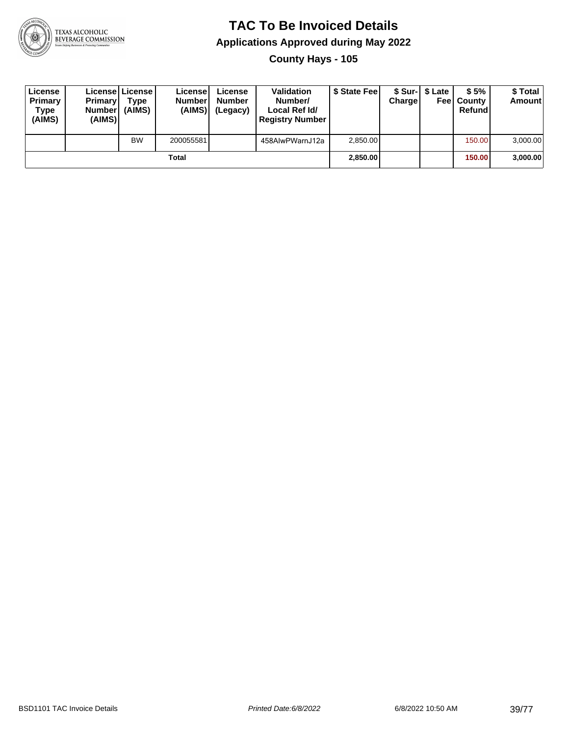# TAC To Be Invoiced Details

## Applications Approved during May 2022

### County Hays - 105

| License Primary Type (AIMS) | License Primary Number (AIMS) | License Type (AIMS) | License Number (AIMS) | License Number (Legacy) | Validation Number/ Local Ref Id/ Registry Number | $ State Fee | $ Sur-Charge | $ Late Fee | $ 5% County Refund | $ Total Amount |
|---|---|---|---|---|---|---|---|---|---|---|
| | | BW | 200055581 | | 458AlwPWarnJ12a | 2,850.00 | | | 150.00 | 3,000.00 |
| | | | **Total** | | | **2,850.00** | | | **150.00** | **3,000.00** |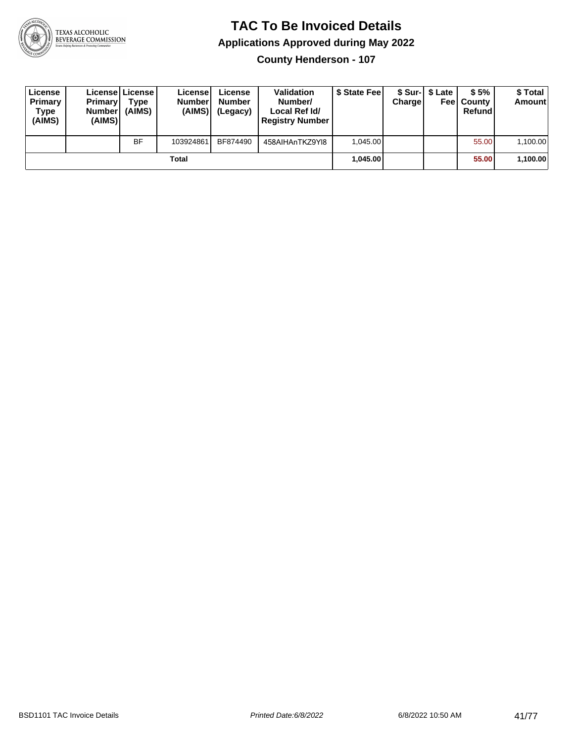# TAC To Be Invoiced Details

## Applications Approved during May 2022

### County Henderson - 107

| License Primary Type (AIMS) | License Primary Number (AIMS) | License Type (AIMS) | License Number (AIMS) | License Number (Legacy) | Validation Number/ Local Ref Id/ Registry Number | $ State Fee | $ Sur-Charge | $ Late Fee | $ 5% County Refund | $ Total Amount |
|---|---|---|---|---|---|---|---|---|---|---|
| | | BF | 103924861 | BF874490 | 458AIHAnTKZ9YI8 | 1,045.00 | | | 55.00 | 1,100.00 |
| | | | **Total** | | | **1,045.00** | | | **55.00** | **1,100.00** |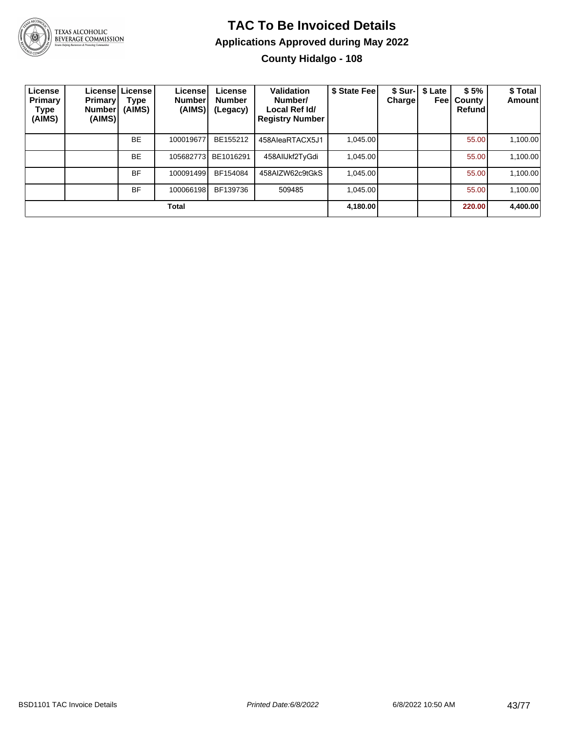# TAC To Be Invoiced Details

## Applications Approved during May 2022

### County Hidalgo - 108

| License Primary Type (AIMS) | License Primary Number (AIMS) | License Type (AIMS) | License Number (AIMS) | License Number (Legacy) | Validation Number/ Local Ref Id/ Registry Number | $ State Fee | $ Sur-Charge | $ Late Fee | $ 5% County Refund | $ Total Amount |
|---|---|---|---|---|---|---|---|---|---|---|
| | | BE | 100019677 | BE155212 | 458AIeaRTACX5J1 | 1,045.00 | | | 55.00 | 1,100.00 |
| | | BE | 105682773 | BE1016291 | 458AIlJkf2TyGdi | 1,045.00 | | | 55.00 | 1,100.00 |
| | | BF | 100091499 | BF154084 | 458AIZW62c9tGkS | 1,045.00 | | | 55.00 | 1,100.00 |
| | | BF | 100066198 | BF139736 | 509485 | 1,045.00 | | | 55.00 | 1,100.00 |
| **Total** | | | | | | **4,180.00** | | | **220.00** | **4,400.00** |

BSD1101 TAC Invoice Details

*Printed Date:6/8/2022*

6/8/2022 10:50 AM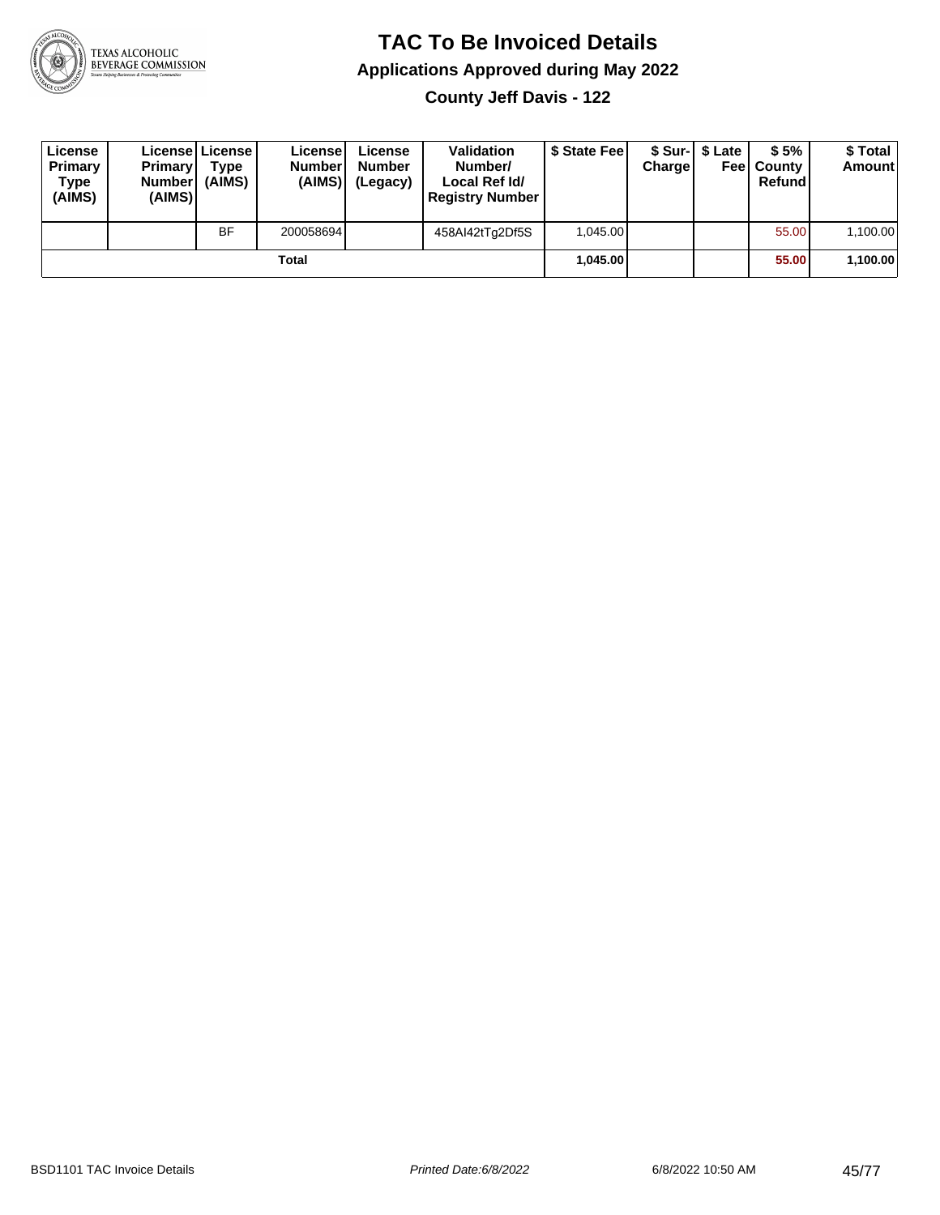# TAC To Be Invoiced Details

## Applications Approved during May 2022

### County Jeff Davis - 122

| License Primary Type (AIMS) | License Primary Number (AIMS) | License Type (AIMS) | License Number (AIMS) | License Number (Legacy) | Validation Number/ Local Ref Id/ Registry Number | $ State Fee | $ Sur-Charge | $ Late Fee | $ 5% County Refund | $ Total Amount |
|---|---|---|---|---|---|---|---|---|---|---|
| | | BF | 200058694 | | 458AI42tTg2Df5S | 1,045.00 | | | 55.00 | 1,100.00 |
| | | | Total | | | **1,045.00** | | | **55.00** | **1,100.00** |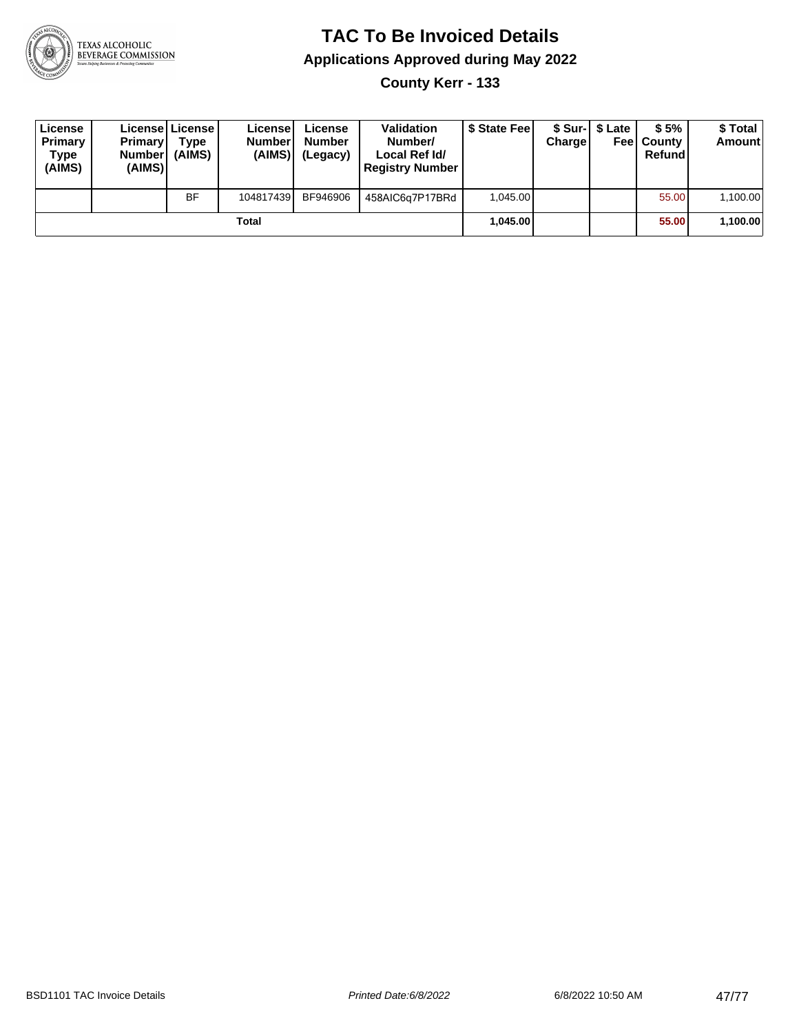# TAC To Be Invoiced Details

## Applications Approved during May 2022

### County Kerr - 133

| License Primary Type (AIMS) | License Primary Number (AIMS) | License Type (AIMS) | License Number (AIMS) | License Number (Legacy) | Validation Number/ Local Ref Id/ Registry Number | $ State Fee | $ Sur-Charge | $ Late Fee | $ 5% County Refund | $ Total Amount |
|---|---|---|---|---|---|---|---|---|---|---|
| | | BF | 104817439 | BF946906 | 458AIC6q7P17BRd | 1,045.00 | | | 55.00 | 1,100.00 |
| | | | Total | | | **1,045.00** | | | **55.00** | **1,100.00** |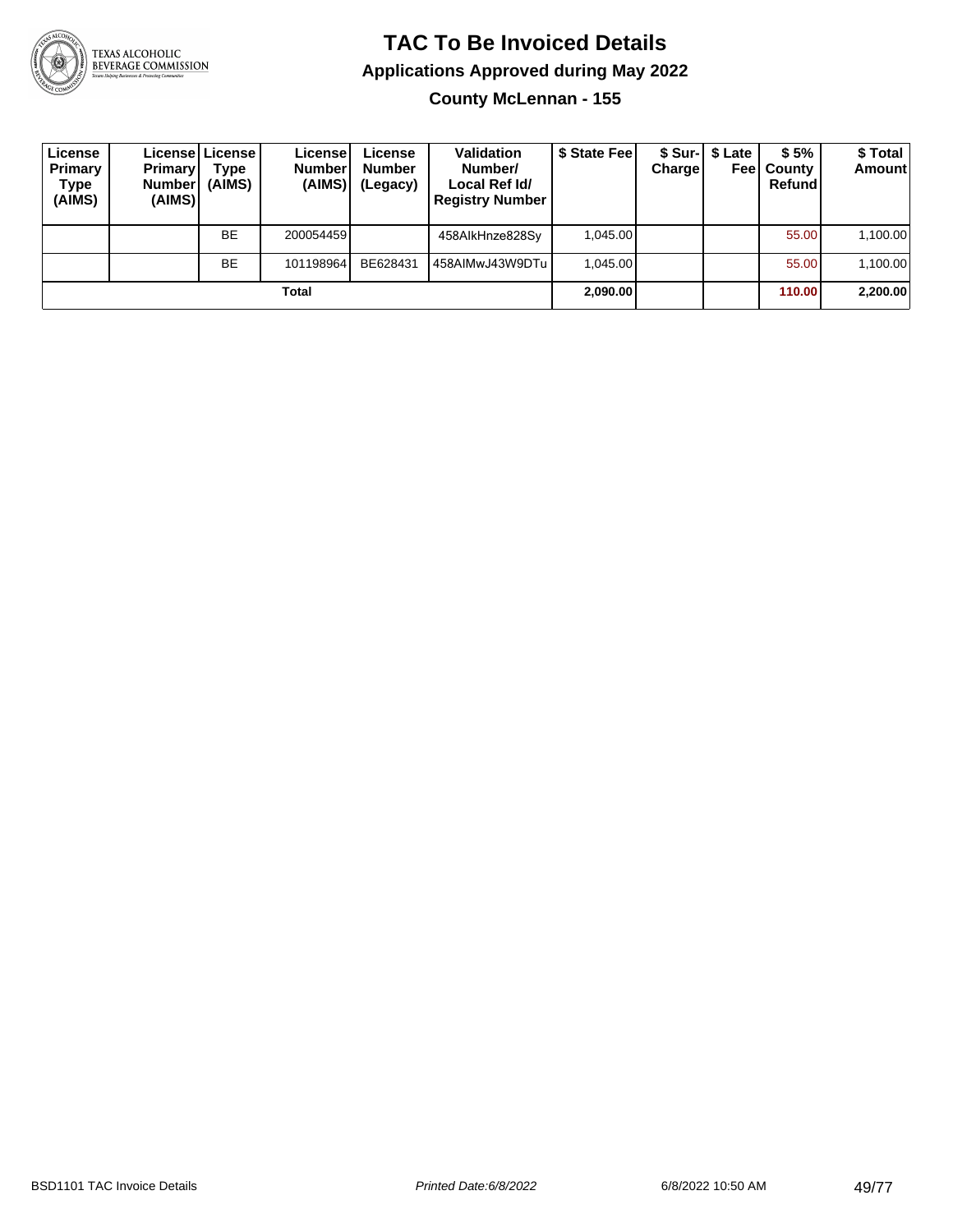# TAC To Be Invoiced Details

## Applications Approved during May 2022

### County McLennan - 155

| License Primary Type (AIMS) | License Primary Number (AIMS) | License Type (AIMS) | License Number (AIMS) | License Number (Legacy) | Validation Number/ Local Ref Id/ Registry Number | $ State Fee | $ Sur-Charge | $ Late Fee | $ 5% County Refund | $ Total Amount |
|---|---|---|---|---|---|---|---|---|---|---|
| | | BE | 200054459 | | 458AIkHnze828Sy | 1,045.00 | | | 55.00 | 1,100.00 |
| | | BE | 101198964 | BE628431 | 458AIMwJ43W9DTu | 1,045.00 | | | 55.00 | 1,100.00 |
| | | | **Total** | | | **2,090.00** | | | **110.00** | **2,200.00** |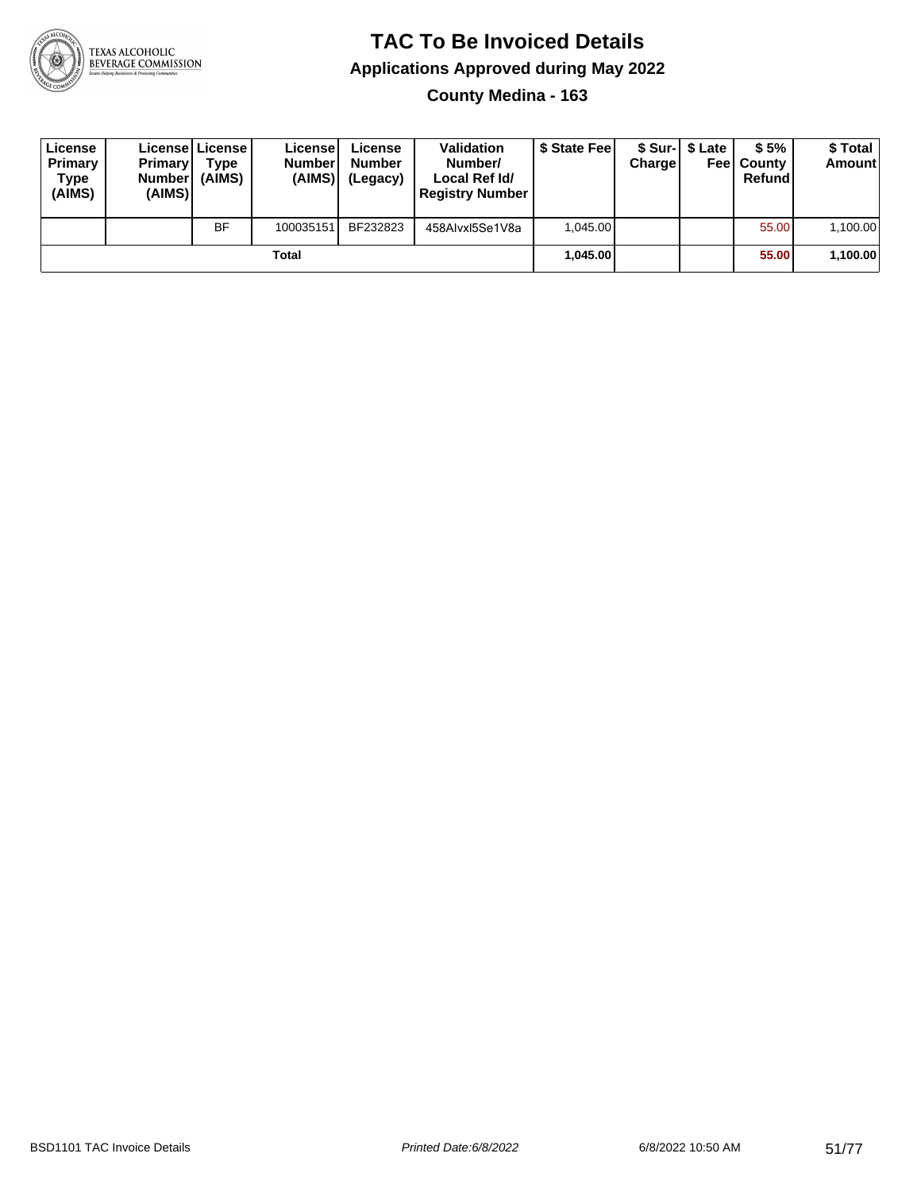# TAC To Be Invoiced Details

## Applications Approved during May 2022

### County Medina - 163

| License Primary Type (AIMS) | License Primary Number (AIMS) | License Type (AIMS) | License Number (AIMS) | License Number (Legacy) | Validation Number/ Local Ref Id/ Registry Number | $ State Fee | $ Sur-Charge | $ Late Fee | $ 5% County Refund | $ Total Amount |
|---|---|---|---|---|---|---|---|---|---|---|
| | | BF | 100035151 | BF232823 | 458AIvxl5Se1V8a | 1,045.00 | | | 55.00 | 1,100.00 |
| | | | Total | | | **1,045.00** | | | **55.00** | **1,100.00** |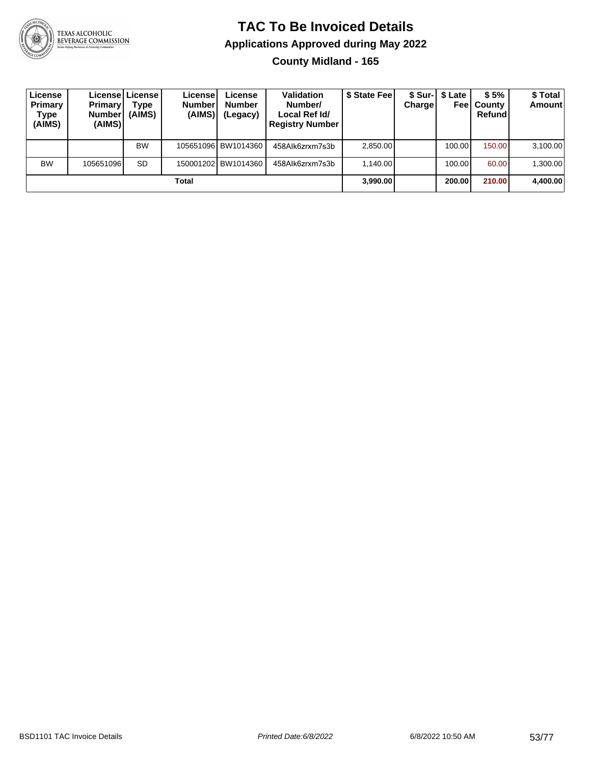# TAC To Be Invoiced Details

## Applications Approved during May 2022

### County Midland - 165

| License Primary Type (AIMS) | License Primary Number (AIMS) | License Type (AIMS) | License Number (AIMS) | License Number (Legacy) | Validation Number/ Local Ref Id/ Registry Number | $ State Fee | $ Sur-Charge | $ Late Fee | $ 5% County Refund | $ Total Amount |
|---|---|---|---|---|---|---|---|---|---|---|
| | | BW | 105651096 | BW1014360 | 458AIk6zrxm7s3b | 2,850.00 | | 100.00 | 150.00 | 3,100.00 |
| BW | 105651096 | SD | 150001202 | BW1014360 | 458AIk6zrxm7s3b | 1,140.00 | | 100.00 | 60.00 | 1,300.00 |
| | | | **Total** | | | **3,990.00** | | **200.00** | **210.00** | **4,400.00** |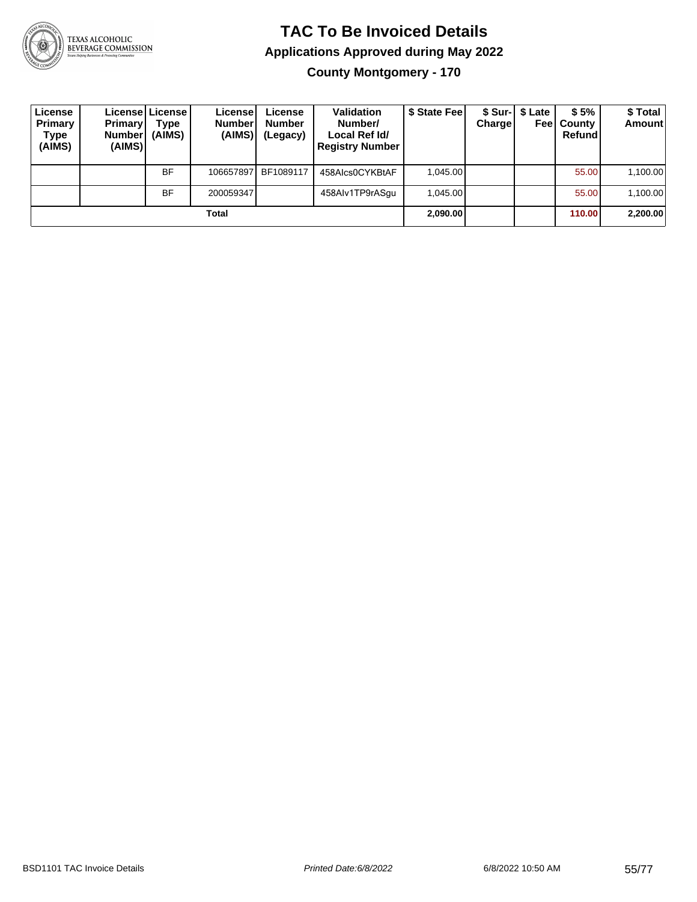# TAC To Be Invoiced Details

## Applications Approved during May 2022

### County Montgomery - 170

| License Primary Type (AIMS) | License Primary Number (AIMS) | License Type (AIMS) | License Number (AIMS) | License Number (Legacy) | Validation Number/ Local Ref Id/ Registry Number | $ State Fee | $ Sur-Charge | $ Late Fee | $ 5% County Refund | $ Total Amount |
|---|---|---|---|---|---|---|---|---|---|---|
| | | BF | 106657897 | BF1089117 | 458AIcs0CYKBtAF | 1,045.00 | | | 55.00 | 1,100.00 |
| | | BF | 200059347 | | 458AIv1TP9rASgu | 1,045.00 | | | 55.00 | 1,100.00 |
| Total | | | | | | **2,090.00** | | | **110.00** | **2,200.00** |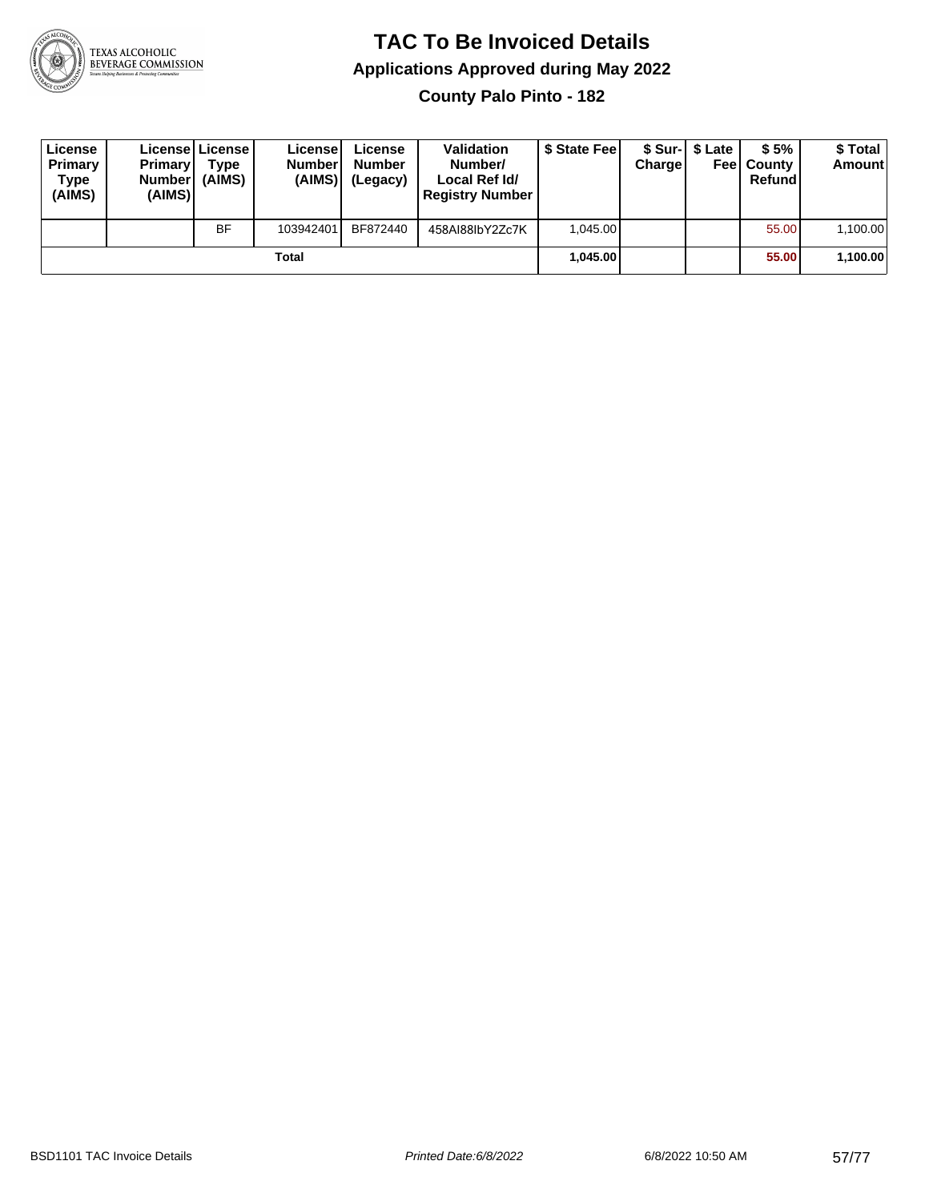# TAC To Be Invoiced Details

## Applications Approved during May 2022

### County Palo Pinto - 182

| License Primary Type (AIMS) | License Primary Number (AIMS) | License Type (AIMS) | License Number (AIMS) | License Number (Legacy) | Validation Number/ Local Ref Id/ Registry Number | $ State Fee | $ Sur-Charge | $ Late Fee | $ 5% County Refund | $ Total Amount |
|---|---|---|---|---|---|---|---|---|---|---|
| | | BF | 103942401 | BF872440 | 458AI88IbY2Zc7K | 1,045.00 | | | 55.00 | 1,100.00 |
| | | | Total | | | **1,045.00** | | | **55.00** | **1,100.00** |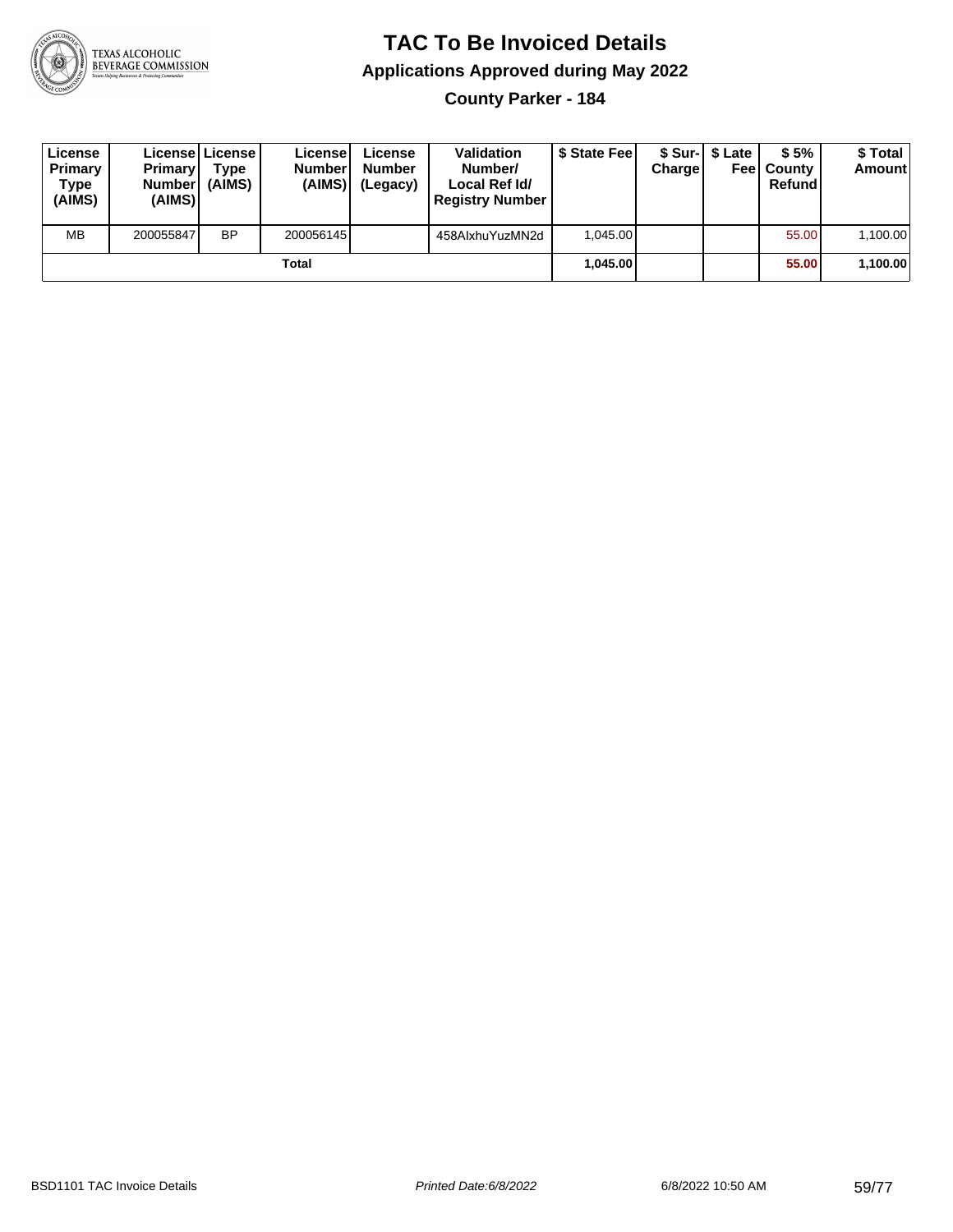# TAC To Be Invoiced Details

## Applications Approved during May 2022

### County Parker - 184

| License Primary Type (AIMS) | License Primary Number (AIMS) | License Type (AIMS) | License Number (AIMS) | License Number (Legacy) | Validation Number/ Local Ref Id/ Registry Number | $ State Fee | $ Sur-Charge | $ Late Fee | $ 5% County Refund | $ Total Amount |
|---|---|---|---|---|---|---|---|---|---|---|
| MB | 200055847 | BP | 200056145 | | 458AlxhuYuzMN2d | 1,045.00 | | | 55.00 | 1,100.00 |
| | | | Total | | | 1,045.00 | | | 55.00 | 1,100.00 |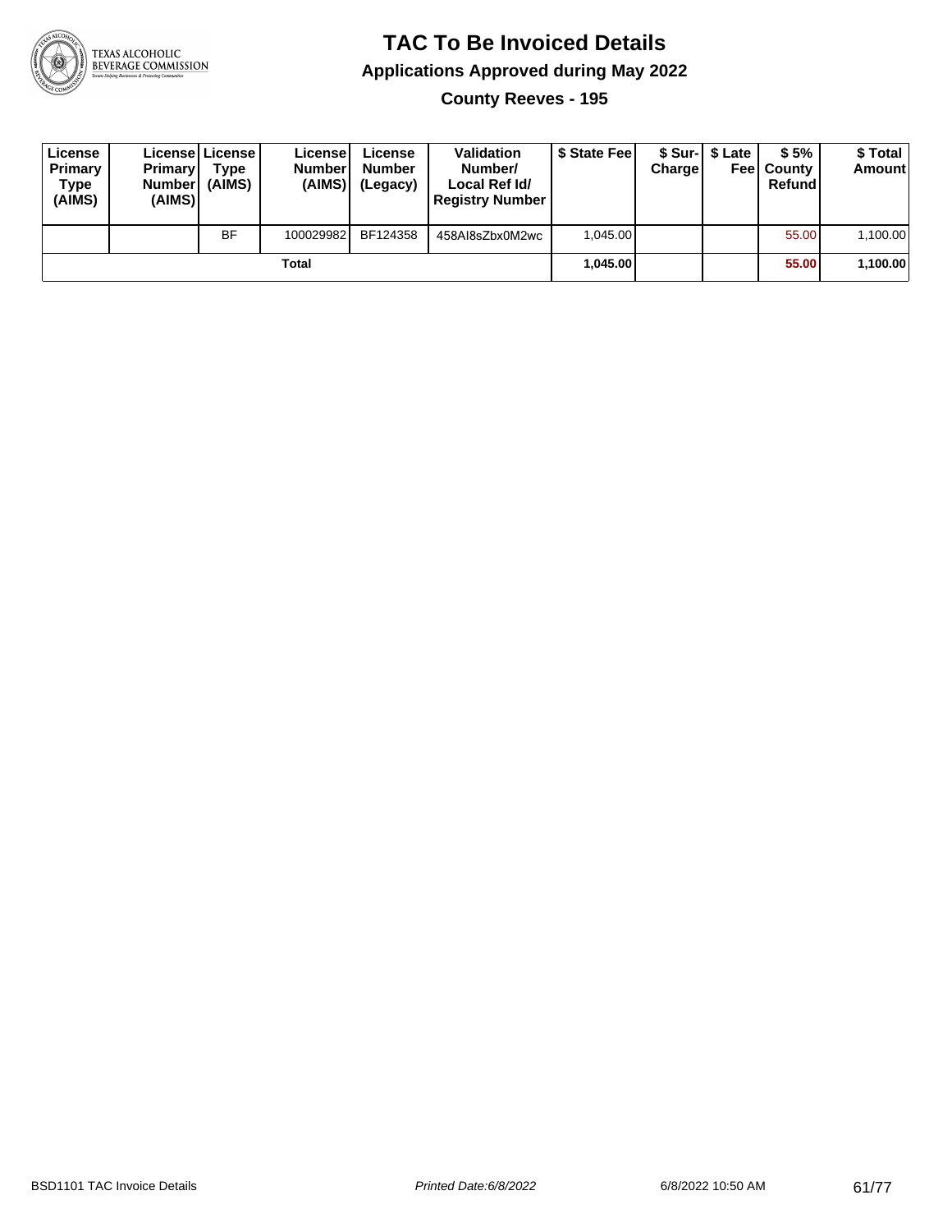# TAC To Be Invoiced Details

## Applications Approved during May 2022

### County Reeves - 195

| License Primary Type (AIMS) | License Primary Number (AIMS) | License Type (AIMS) | License Number (AIMS) | License Number (Legacy) | Validation Number/ Local Ref Id/ Registry Number | $ State Fee | $ Sur-Charge | $ Late Fee | $ 5% County Refund | $ Total Amount |
|---|---|---|---|---|---|---|---|---|---|---|
| | | BF | 100029982 | BF124358 | 458AI8sZbx0M2wc | 1,045.00 | | | 55.00 | 1,100.00 |
| | | | Total | | | **1,045.00** | | | **55.00** | **1,100.00** |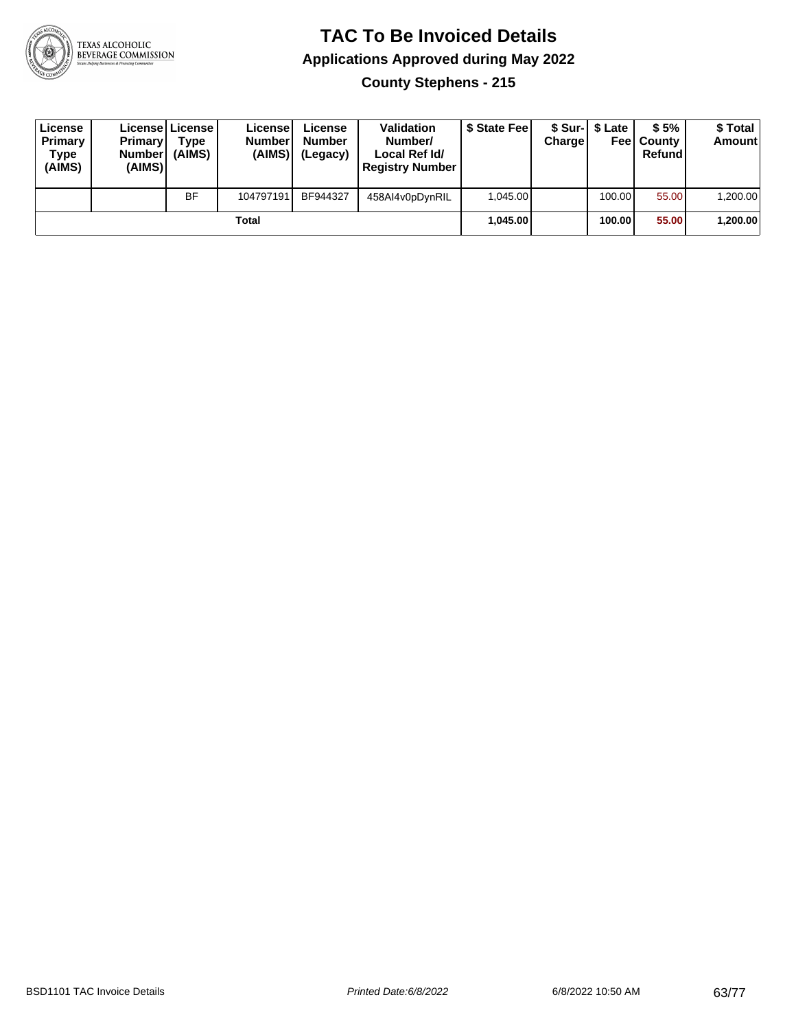# TAC To Be Invoiced Details

## Applications Approved during May 2022

### County Stephens - 215

| License Primary Type (AIMS) | License Primary Number (AIMS) | License Type (AIMS) | License Number (AIMS) | License Number (Legacy) | Validation Number/ Local Ref Id/ Registry Number | $ State Fee | $ Sur-Charge | $ Late Fee | $ 5% County Refund | $ Total Amount |
|---|---|---|---|---|---|---|---|---|---|---|
| | | BF | 104797191 | BF944327 | 458AI4v0pDynRIL | 1,045.00 | | 100.00 | 55.00 | 1,200.00 |
| | | | Total | | | **1,045.00** | | **100.00** | **55.00** | **1,200.00** |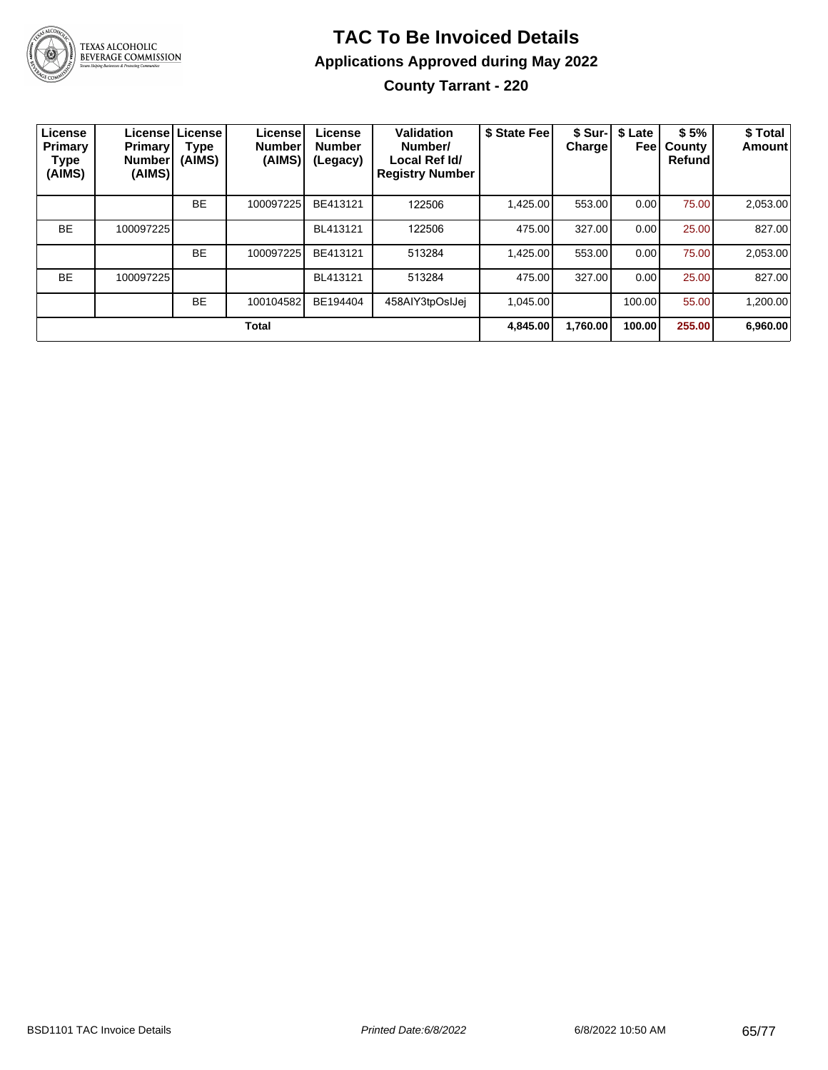# TAC To Be Invoiced Details

## Applications Approved during May 2022

### County Tarrant - 220

| License Primary Type (AIMS) | License Primary Number (AIMS) | License Type (AIMS) | License Number (AIMS) | License Number (Legacy) | Validation Number/ Local Ref Id/ Registry Number | $ State Fee | $ Sur-Charge | $ Late Fee | $ 5% County Refund | $ Total Amount |
|---|---|---|---|---|---|---|---|---|---|---|
| | | BE | 100097225 | BE413121 | 122506 | 1,425.00 | 553.00 | 0.00 | 75.00 | 2,053.00 |
| BE | 100097225 | | | BL413121 | 122506 | 475.00 | 327.00 | 0.00 | 25.00 | 827.00 |
| | | BE | 100097225 | BE413121 | 513284 | 1,425.00 | 553.00 | 0.00 | 75.00 | 2,053.00 |
| BE | 100097225 | | | BL413121 | 513284 | 475.00 | 327.00 | 0.00 | 25.00 | 827.00 |
| | | BE | 100104582 | BE194404 | 458AIY3tpOsIJej | 1,045.00 | | 100.00 | 55.00 | 1,200.00 |
| **Total** | | | | | | **4,845.00** | **1,760.00** | **100.00** | **255.00** | **6,960.00** |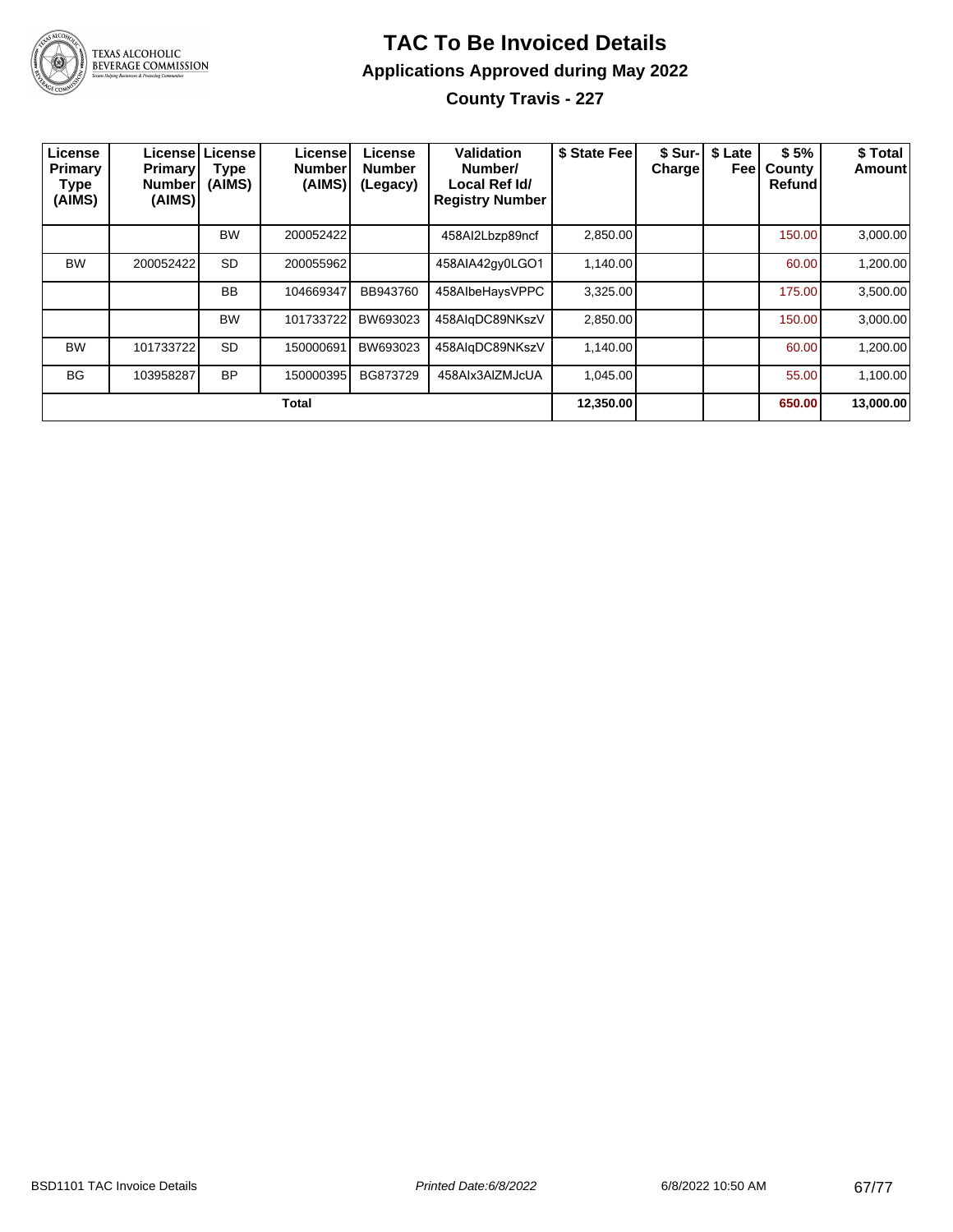# TAC To Be Invoiced Details

## Applications Approved during May 2022

### County Travis - 227

| License Primary Type (AIMS) | License Primary Number (AIMS) | License Type (AIMS) | License Number (AIMS) | License Number (Legacy) | Validation Number/ Local Ref Id/ Registry Number | $ State Fee | $ Sur-Charge | $ Late Fee | $ 5% County Refund | $ Total Amount |
|---|---|---|---|---|---|---|---|---|---|---|
| | | BW | 200052422 | | 458AI2Lbzp89ncf | 2,850.00 | | | 150.00 | 3,000.00 |
| BW | 200052422 | SD | 200055962 | | 458AIA42gy0LGO1 | 1,140.00 | | | 60.00 | 1,200.00 |
| | | BB | 104669347 | BB943760 | 458AIbeHaysVPPC | 3,325.00 | | | 175.00 | 3,500.00 |
| | | BW | 101733722 | BW693023 | 458AIqDC89NKszV | 2,850.00 | | | 150.00 | 3,000.00 |
| BW | 101733722 | SD | 150000691 | BW693023 | 458AIqDC89NKszV | 1,140.00 | | | 60.00 | 1,200.00 |
| BG | 103958287 | BP | 150000395 | BG873729 | 458AIx3AIZMJcUA | 1,045.00 | | | 55.00 | 1,100.00 |
| | | | **Total** | | | **12,350.00** | | | **650.00** | **13,000.00** |

BSD1101 TAC Invoice Details — *Printed Date:6/8/2022* — 6/8/2022 10:50 AM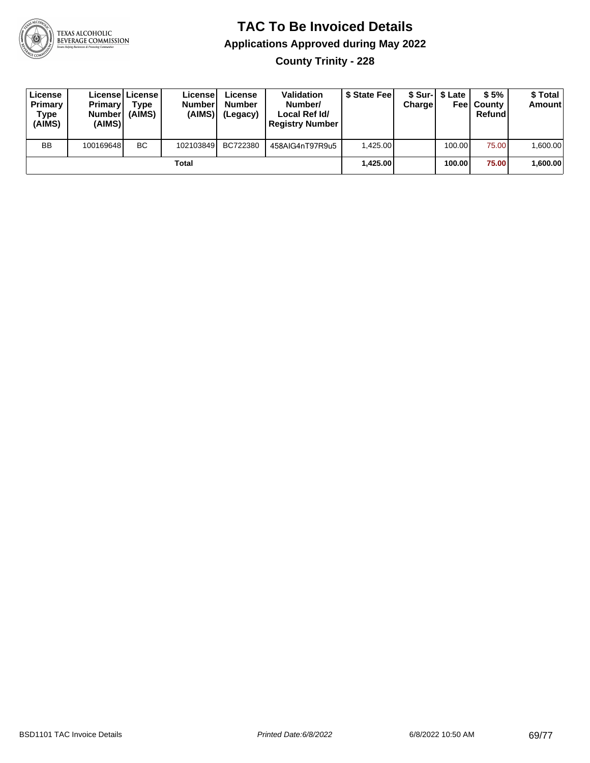# TAC To Be Invoiced Details

## Applications Approved during May 2022

### County Trinity - 228

| License Primary Type (AIMS) | License Primary Number (AIMS) | License Type (AIMS) | License Number (AIMS) | License Number (Legacy) | Validation Number/ Local Ref Id/ Registry Number | $ State Fee | $ Sur-Charge | $ Late Fee | $ 5% County Refund | $ Total Amount |
|---|---|---|---|---|---|---|---|---|---|---|
| BB | 100169648 | BC | 102103849 | BC722380 | 458AIG4nT97R9u5 | 1,425.00 | | 100.00 | 75.00 | 1,600.00 |
| | | | Total | | | **1,425.00** | | **100.00** | **75.00** | **1,600.00** |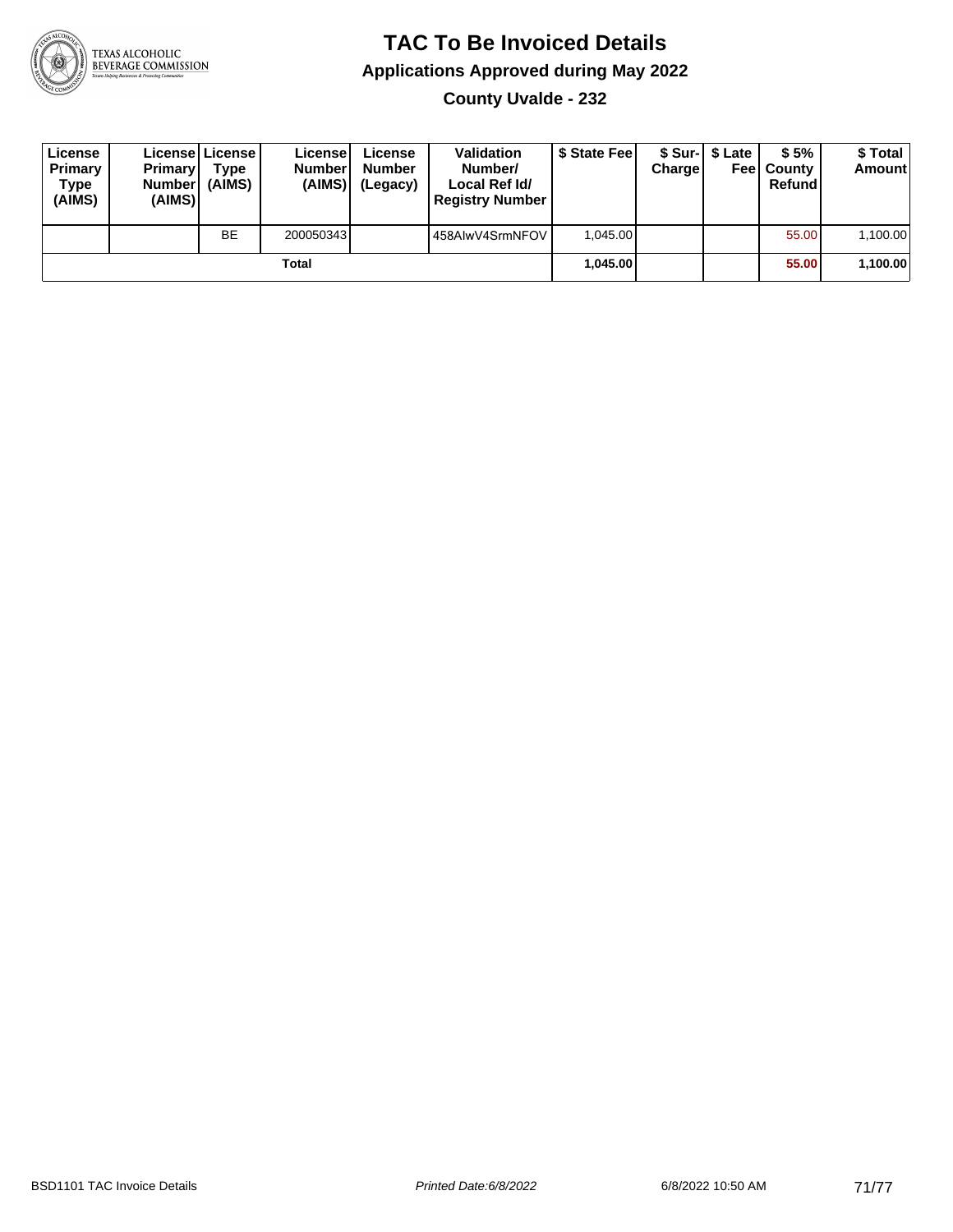# TAC To Be Invoiced Details

## Applications Approved during May 2022

### County Uvalde - 232

| License Primary Type (AIMS) | License Primary Number (AIMS) | License Type (AIMS) | License Number (AIMS) | License Number (Legacy) | Validation Number/ Local Ref Id/ Registry Number | $ State Fee | $ Sur-Charge | $ Late Fee | $ 5% County Refund | $ Total Amount |
|---|---|---|---|---|---|---|---|---|---|---|
| | | BE | 200050343 | | 458AIwV4SrmNFOV | 1,045.00 | | | 55.00 | 1,100.00 |
| | | | **Total** | | | **1,045.00** | | | **55.00** | **1,100.00** |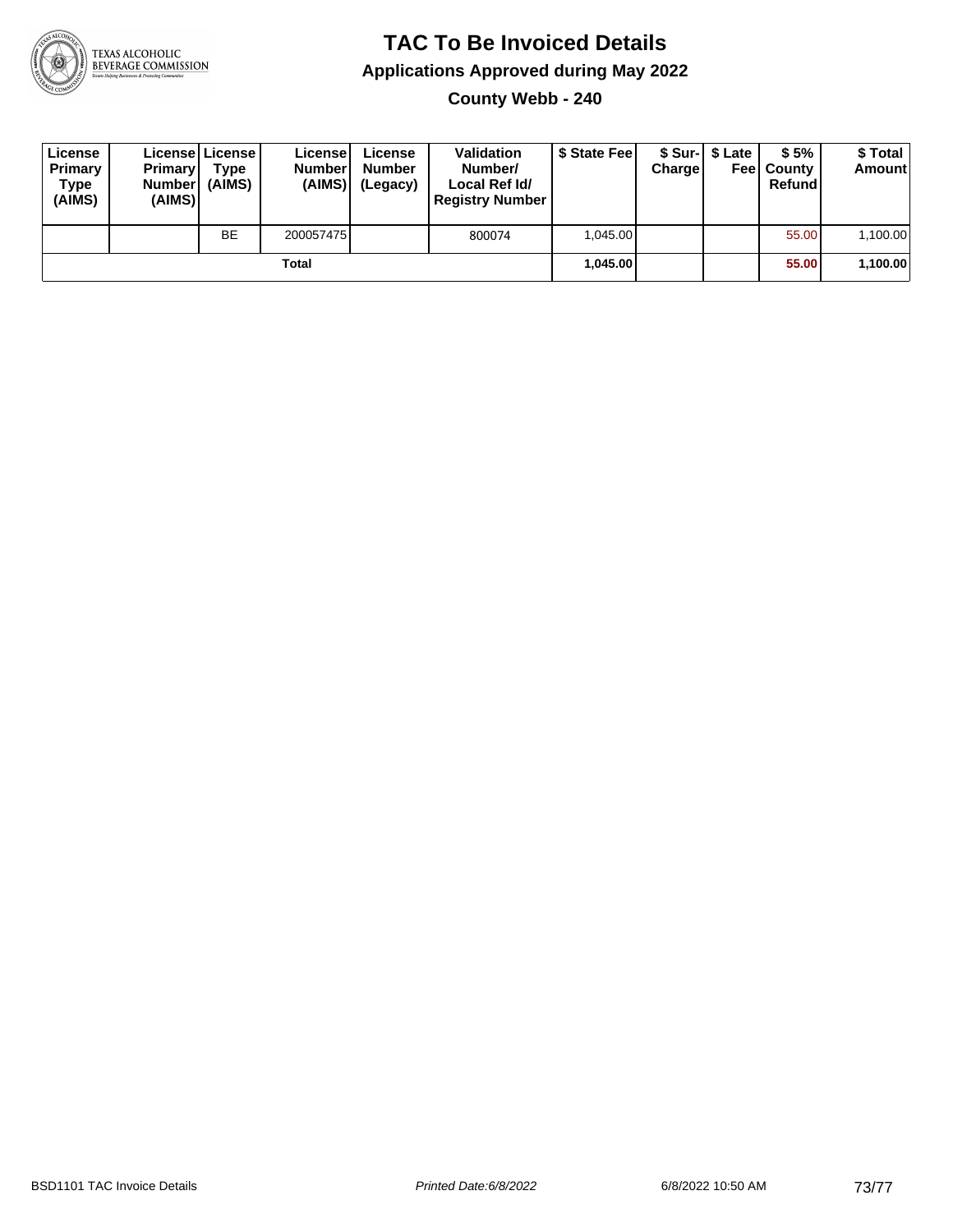# TAC To Be Invoiced Details

## Applications Approved during May 2022

### County Webb - 240

| License Primary Type (AIMS) | License Primary Number (AIMS) | License Type (AIMS) | License Number (AIMS) | License Number (Legacy) | Validation Number/ Local Ref Id/ Registry Number | $ State Fee | $ Sur-Charge | $ Late Fee | $ 5% County Refund | $ Total Amount |
|---|---|---|---|---|---|---|---|---|---|---|
| | | BE | 200057475 | | 800074 | 1,045.00 | | | 55.00 | 1,100.00 |
| | | | Total | | | **1,045.00** | | | **55.00** | **1,100.00** |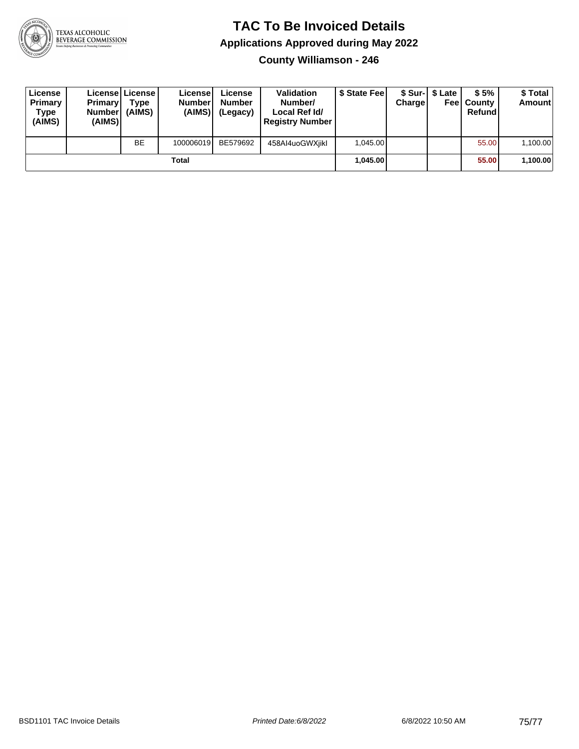# TAC To Be Invoiced Details

## Applications Approved during May 2022

### County Williamson - 246

| License Primary Type (AIMS) | License Primary Number (AIMS) | License Type (AIMS) | License Number (AIMS) | License Number (Legacy) | Validation Number/ Local Ref Id/ Registry Number | $ State Fee | $ Sur-Charge | $ Late Fee | $ 5% County Refund | $ Total Amount |
|---|---|---|---|---|---|---|---|---|---|---|
| | | BE | 100006019 | BE579692 | 458AI4uoGWXjikl | 1,045.00 | | | 55.00 | 1,100.00 |
| | | | Total | | | **1,045.00** | | | **55.00** | **1,100.00** |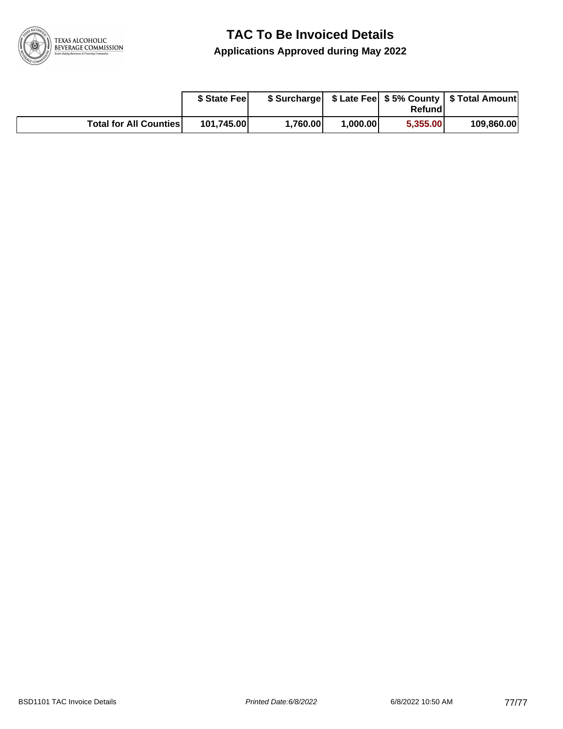# TAC To Be Invoiced Details

## Applications Approved during May 2022

| | \$ State Fee | \$ Surcharge | \$ Late Fee | \$ 5% County Refund | \$ Total Amount |
|---|---|---|---|---|---|
| **Total for All Counties** | 101,745.00 | 1,760.00 | 1,000.00 | 5,355.00 | 109,860.00 |